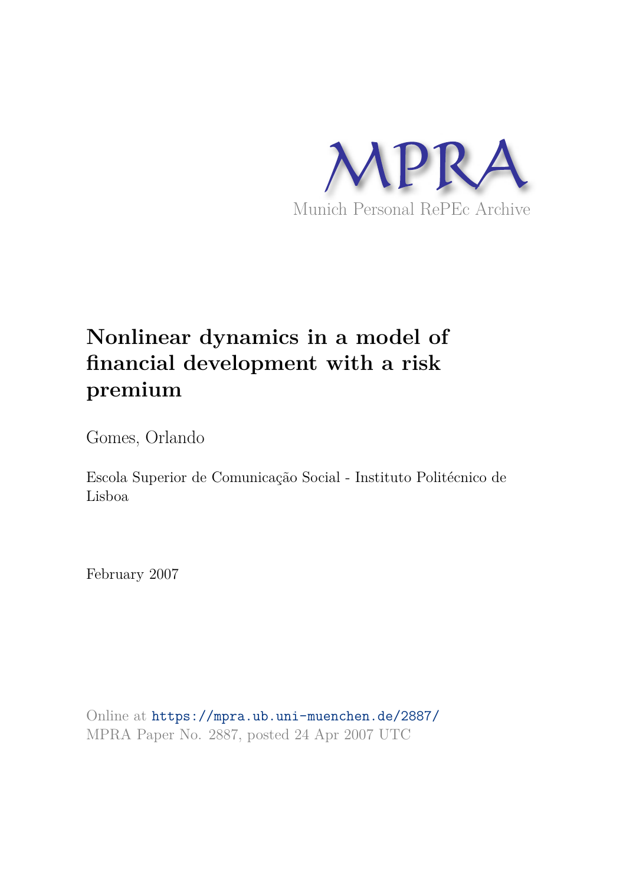MPRA

Munich Personal RePEc Archive

# Nonlinear dynamics in a model of financial development with a risk premium

Gomes, Orlando

Escola Superior de Comunicação Social - Instituto Politécnico de Lisboa

February 2007

Online at https://mpra.ub.uni-muenchen.de/2887/
MPRA Paper No. 2887, posted 24 Apr 2007 UTC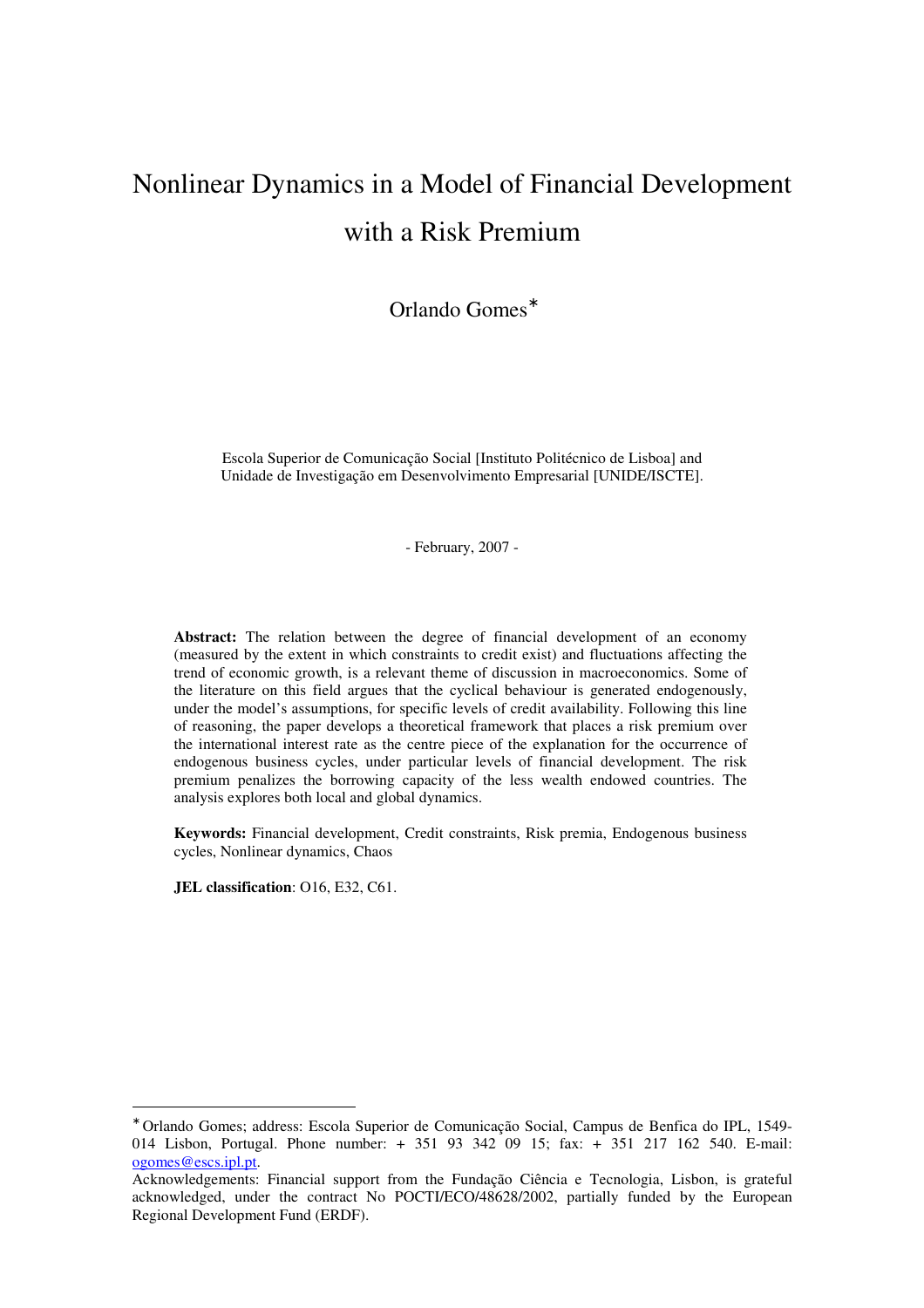# Nonlinear Dynamics in a Model of Financial Development with a Risk Premium

Orlando Gomes*

Escola Superior de Comunicação Social [Instituto Politécnico de Lisboa] and Unidade de Investigação em Desenvolvimento Empresarial [UNIDE/ISCTE].

\- February, 2007 -

**Abstract:** The relation between the degree of financial development of an economy (measured by the extent in which constraints to credit exist) and fluctuations affecting the trend of economic growth, is a relevant theme of discussion in macroeconomics. Some of the literature on this field argues that the cyclical behaviour is generated endogenously, under the model's assumptions, for specific levels of credit availability. Following this line of reasoning, the paper develops a theoretical framework that places a risk premium over the international interest rate as the centre piece of the explanation for the occurrence of endogenous business cycles, under particular levels of financial development. The risk premium penalizes the borrowing capacity of the less wealth endowed countries. The analysis explores both local and global dynamics.

**Keywords:** Financial development, Credit constraints, Risk premia, Endogenous business cycles, Nonlinear dynamics, Chaos

**JEL classification**: O16, E32, C61.

---

* Orlando Gomes; address: Escola Superior de Comunicação Social, Campus de Benfica do IPL, 1549-014 Lisbon, Portugal. Phone number: + 351 93 342 09 15; fax: + 351 217 162 540. E-mail: ogomes@escs.ipl.pt.

Acknowledgements: Financial support from the Fundação Ciência e Tecnologia, Lisbon, is grateful acknowledged, under the contract No POCTI/ECO/48628/2002, partially funded by the European Regional Development Fund (ERDF).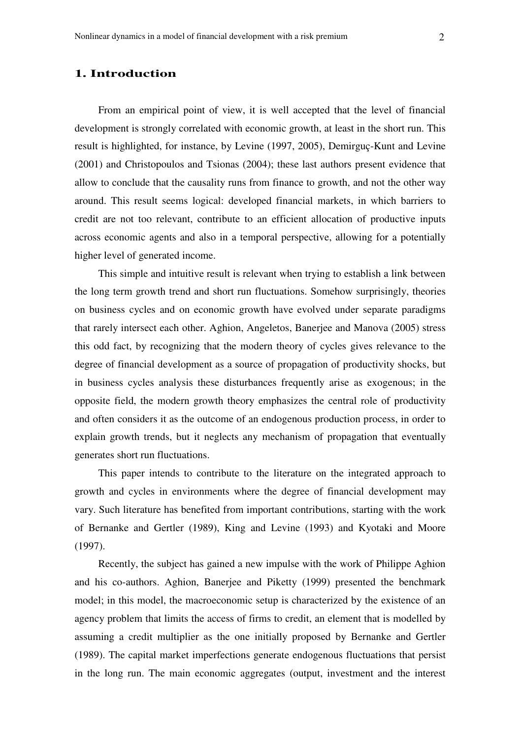## 1. Introduction

From an empirical point of view, it is well accepted that the level of financial development is strongly correlated with economic growth, at least in the short run. This result is highlighted, for instance, by Levine (1997, 2005), Demirguç-Kunt and Levine (2001) and Christopoulos and Tsionas (2004); these last authors present evidence that allow to conclude that the causality runs from finance to growth, and not the other way around. This result seems logical: developed financial markets, in which barriers to credit are not too relevant, contribute to an efficient allocation of productive inputs across economic agents and also in a temporal perspective, allowing for a potentially higher level of generated income.

This simple and intuitive result is relevant when trying to establish a link between the long term growth trend and short run fluctuations. Somehow surprisingly, theories on business cycles and on economic growth have evolved under separate paradigms that rarely intersect each other. Aghion, Angeletos, Banerjee and Manova (2005) stress this odd fact, by recognizing that the modern theory of cycles gives relevance to the degree of financial development as a source of propagation of productivity shocks, but in business cycles analysis these disturbances frequently arise as exogenous; in the opposite field, the modern growth theory emphasizes the central role of productivity and often considers it as the outcome of an endogenous production process, in order to explain growth trends, but it neglects any mechanism of propagation that eventually generates short run fluctuations.

This paper intends to contribute to the literature on the integrated approach to growth and cycles in environments where the degree of financial development may vary. Such literature has benefited from important contributions, starting with the work of Bernanke and Gertler (1989), King and Levine (1993) and Kyotaki and Moore (1997).

Recently, the subject has gained a new impulse with the work of Philippe Aghion and his co-authors. Aghion, Banerjee and Piketty (1999) presented the benchmark model; in this model, the macroeconomic setup is characterized by the existence of an agency problem that limits the access of firms to credit, an element that is modelled by assuming a credit multiplier as the one initially proposed by Bernanke and Gertler (1989). The capital market imperfections generate endogenous fluctuations that persist in the long run. The main economic aggregates (output, investment and the interest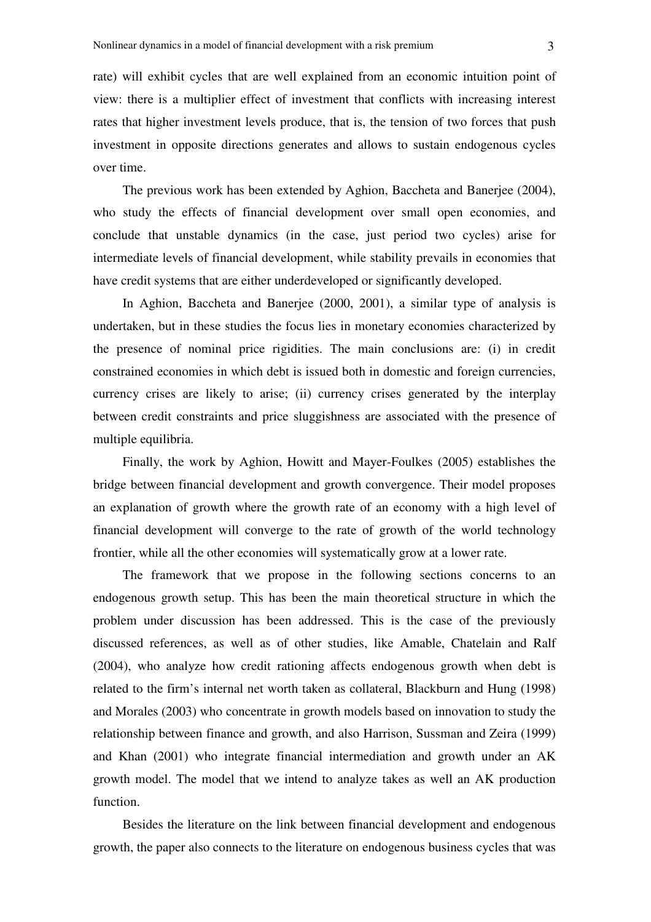rate) will exhibit cycles that are well explained from an economic intuition point of view: there is a multiplier effect of investment that conflicts with increasing interest rates that higher investment levels produce, that is, the tension of two forces that push investment in opposite directions generates and allows to sustain endogenous cycles over time.

The previous work has been extended by Aghion, Baccheta and Banerjee (2004), who study the effects of financial development over small open economies, and conclude that unstable dynamics (in the case, just period two cycles) arise for intermediate levels of financial development, while stability prevails in economies that have credit systems that are either underdeveloped or significantly developed.

In Aghion, Baccheta and Banerjee (2000, 2001), a similar type of analysis is undertaken, but in these studies the focus lies in monetary economies characterized by the presence of nominal price rigidities. The main conclusions are: (i) in credit constrained economies in which debt is issued both in domestic and foreign currencies, currency crises are likely to arise; (ii) currency crises generated by the interplay between credit constraints and price sluggishness are associated with the presence of multiple equilibria.

Finally, the work by Aghion, Howitt and Mayer-Foulkes (2005) establishes the bridge between financial development and growth convergence. Their model proposes an explanation of growth where the growth rate of an economy with a high level of financial development will converge to the rate of growth of the world technology frontier, while all the other economies will systematically grow at a lower rate.

The framework that we propose in the following sections concerns to an endogenous growth setup. This has been the main theoretical structure in which the problem under discussion has been addressed. This is the case of the previously discussed references, as well as of other studies, like Amable, Chatelain and Ralf (2004), who analyze how credit rationing affects endogenous growth when debt is related to the firm's internal net worth taken as collateral, Blackburn and Hung (1998) and Morales (2003) who concentrate in growth models based on innovation to study the relationship between finance and growth, and also Harrison, Sussman and Zeira (1999) and Khan (2001) who integrate financial intermediation and growth under an AK growth model. The model that we intend to analyze takes as well an AK production function.

Besides the literature on the link between financial development and endogenous growth, the paper also connects to the literature on endogenous business cycles that was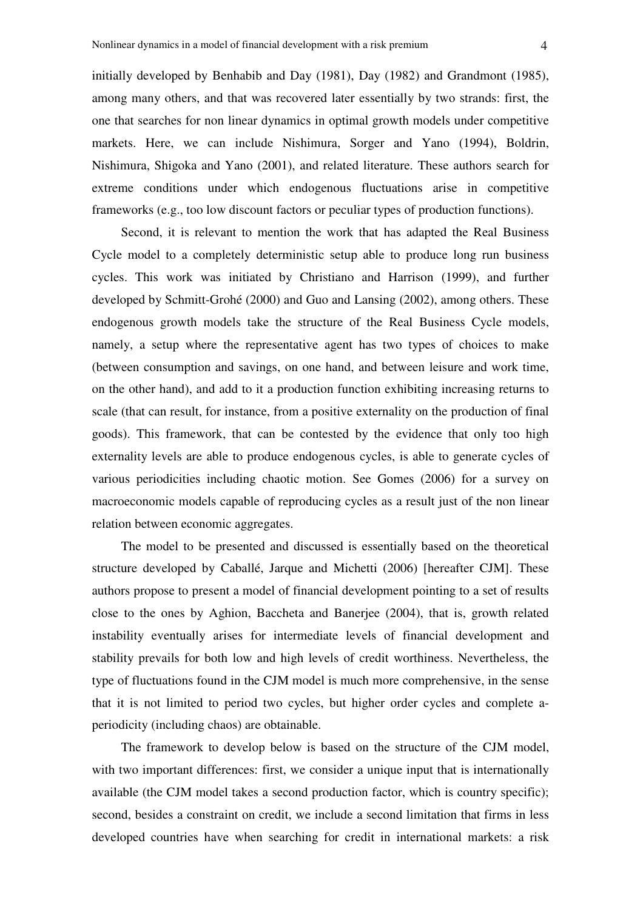initially developed by Benhabib and Day (1981), Day (1982) and Grandmont (1985), among many others, and that was recovered later essentially by two strands: first, the one that searches for non linear dynamics in optimal growth models under competitive markets. Here, we can include Nishimura, Sorger and Yano (1994), Boldrin, Nishimura, Shigoka and Yano (2001), and related literature. These authors search for extreme conditions under which endogenous fluctuations arise in competitive frameworks (e.g., too low discount factors or peculiar types of production functions).

Second, it is relevant to mention the work that has adapted the Real Business Cycle model to a completely deterministic setup able to produce long run business cycles. This work was initiated by Christiano and Harrison (1999), and further developed by Schmitt-Grohé (2000) and Guo and Lansing (2002), among others. These endogenous growth models take the structure of the Real Business Cycle models, namely, a setup where the representative agent has two types of choices to make (between consumption and savings, on one hand, and between leisure and work time, on the other hand), and add to it a production function exhibiting increasing returns to scale (that can result, for instance, from a positive externality on the production of final goods). This framework, that can be contested by the evidence that only too high externality levels are able to produce endogenous cycles, is able to generate cycles of various periodicities including chaotic motion. See Gomes (2006) for a survey on macroeconomic models capable of reproducing cycles as a result just of the non linear relation between economic aggregates.

The model to be presented and discussed is essentially based on the theoretical structure developed by Caballé, Jarque and Michetti (2006) [hereafter CJM]. These authors propose to present a model of financial development pointing to a set of results close to the ones by Aghion, Baccheta and Banerjee (2004), that is, growth related instability eventually arises for intermediate levels of financial development and stability prevails for both low and high levels of credit worthiness. Nevertheless, the type of fluctuations found in the CJM model is much more comprehensive, in the sense that it is not limited to period two cycles, but higher order cycles and complete a-periodicity (including chaos) are obtainable.

The framework to develop below is based on the structure of the CJM model, with two important differences: first, we consider a unique input that is internationally available (the CJM model takes a second production factor, which is country specific); second, besides a constraint on credit, we include a second limitation that firms in less developed countries have when searching for credit in international markets: a risk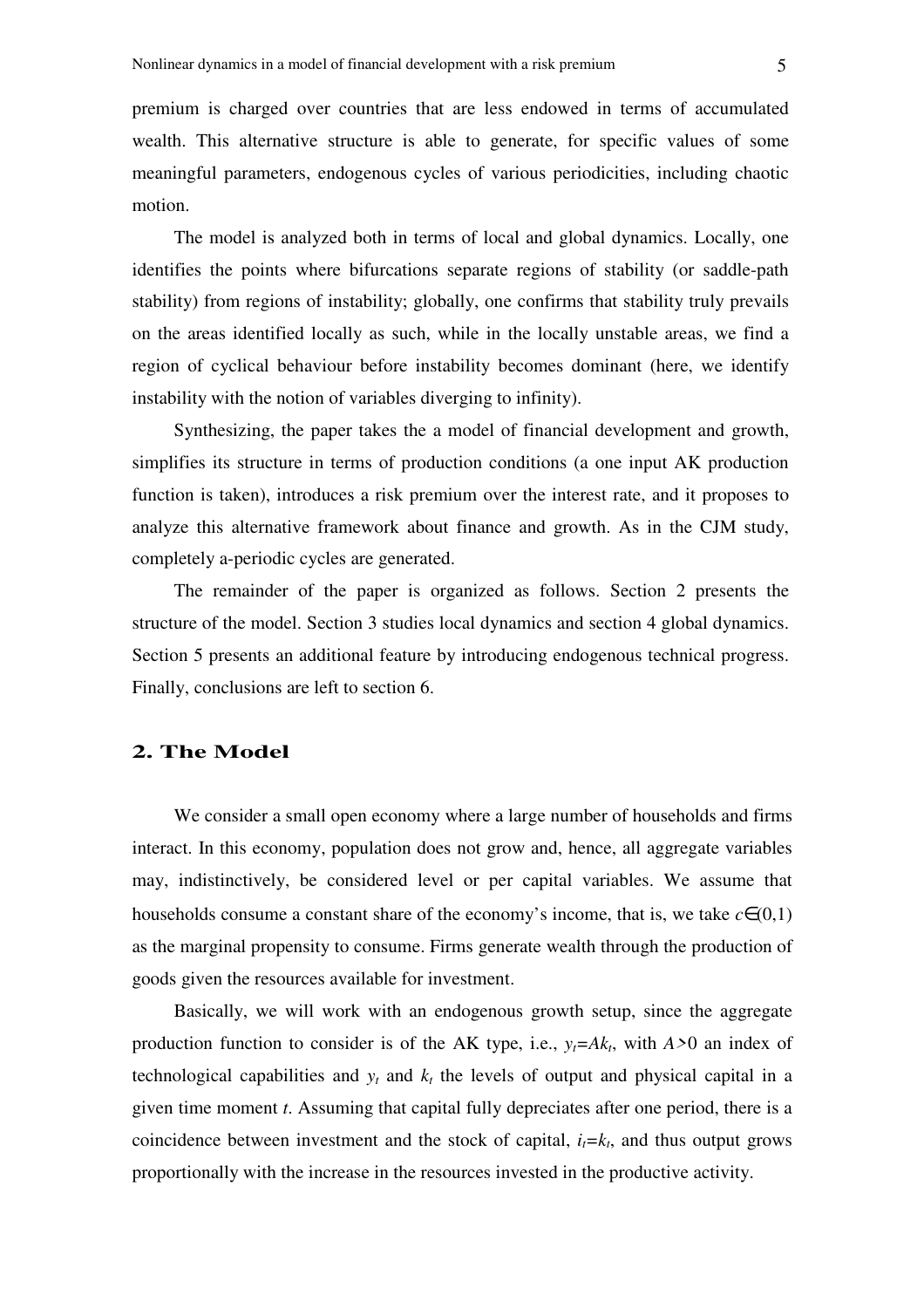premium is charged over countries that are less endowed in terms of accumulated wealth. This alternative structure is able to generate, for specific values of some meaningful parameters, endogenous cycles of various periodicities, including chaotic motion.

The model is analyzed both in terms of local and global dynamics. Locally, one identifies the points where bifurcations separate regions of stability (or saddle-path stability) from regions of instability; globally, one confirms that stability truly prevails on the areas identified locally as such, while in the locally unstable areas, we find a region of cyclical behaviour before instability becomes dominant (here, we identify instability with the notion of variables diverging to infinity).

Synthesizing, the paper takes the a model of financial development and growth, simplifies its structure in terms of production conditions (a one input AK production function is taken), introduces a risk premium over the interest rate, and it proposes to analyze this alternative framework about finance and growth. As in the CJM study, completely a-periodic cycles are generated.

The remainder of the paper is organized as follows. Section 2 presents the structure of the model. Section 3 studies local dynamics and section 4 global dynamics. Section 5 presents an additional feature by introducing endogenous technical progress. Finally, conclusions are left to section 6.

## 2. The Model

We consider a small open economy where a large number of households and firms interact. In this economy, population does not grow and, hence, all aggregate variables may, indistinctively, be considered level or per capital variables. We assume that households consume a constant share of the economy's income, that is, we take $c \in (0,1)$ as the marginal propensity to consume. Firms generate wealth through the production of goods given the resources available for investment.

Basically, we will work with an endogenous growth setup, since the aggregate production function to consider is of the AK type, i.e., $y_t = Ak_t$, with $A > 0$ an index of technological capabilities and $y_t$ and $k_t$ the levels of output and physical capital in a given time moment $t$. Assuming that capital fully depreciates after one period, there is a coincidence between investment and the stock of capital, $i_t = k_t$, and thus output grows proportionally with the increase in the resources invested in the productive activity.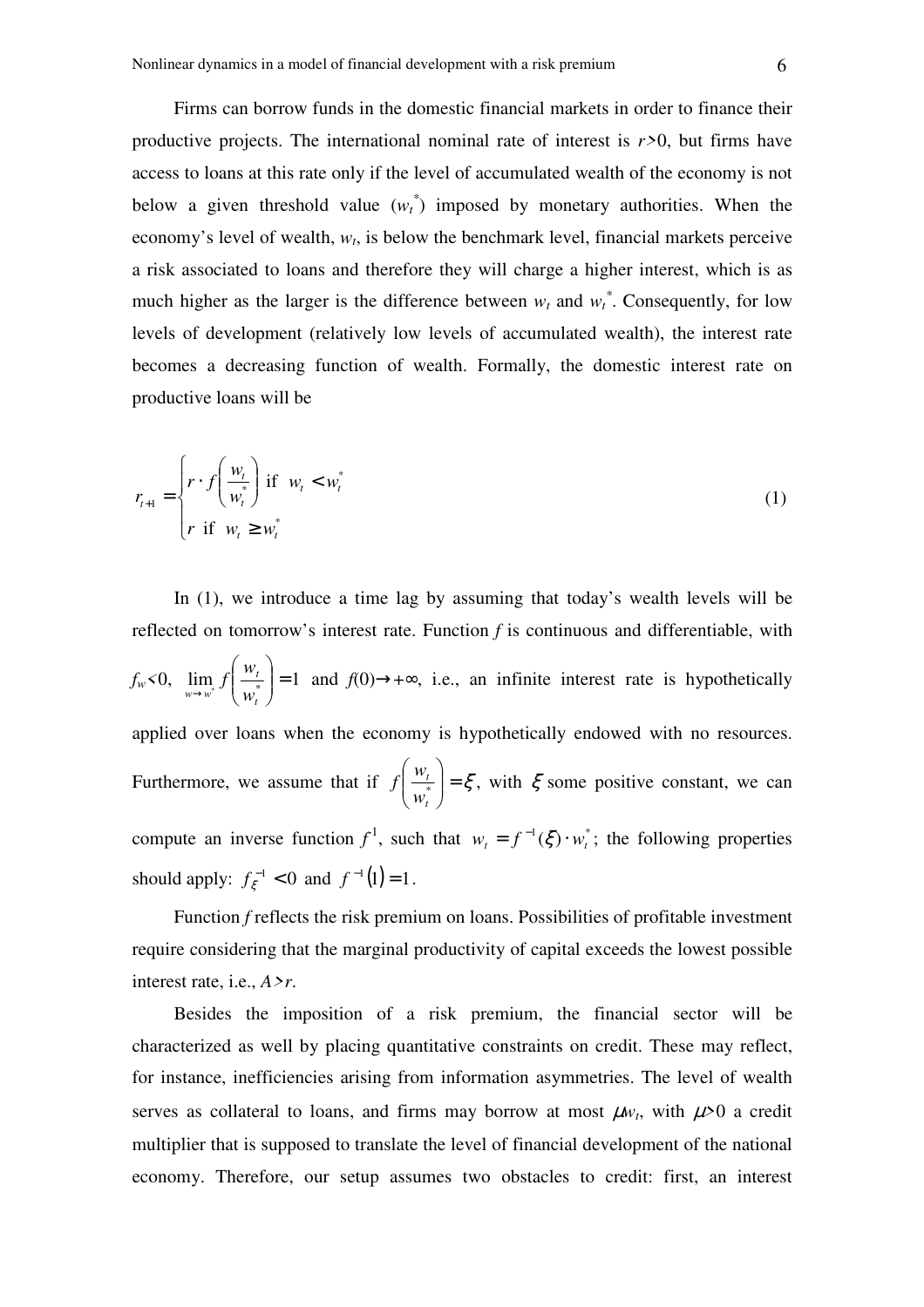Firms can borrow funds in the domestic financial markets in order to finance their productive projects. The international nominal rate of interest is $r>0$, but firms have access to loans at this rate only if the level of accumulated wealth of the economy is not below a given threshold value ($w_t^*$) imposed by monetary authorities. When the economy's level of wealth, $w_t$, is below the benchmark level, financial markets perceive a risk associated to loans and therefore they will charge a higher interest, which is as much higher as the larger is the difference between $w_t$ and $w_t^*$. Consequently, for low levels of development (relatively low levels of accumulated wealth), the interest rate becomes a decreasing function of wealth. Formally, the domestic interest rate on productive loans will be

$$r_{t+1} = \begin{cases} r \cdot f\left(\dfrac{w_t}{w_t^*}\right) & \text{if } w_t < w_t^* \\ r & \text{if } w_t \geq w_t^* \end{cases} \tag{1}$$

In (1), we introduce a time lag by assuming that today's wealth levels will be reflected on tomorrow's interest rate. Function $f$ is continuous and differentiable, with $f_w<0$, $\lim_{w \to w^*} f\left(\dfrac{w_t}{w_t^*}\right)=1$ and $f(0)\to+\infty$, i.e., an infinite interest rate is hypothetically applied over loans when the economy is hypothetically endowed with no resources. Furthermore, we assume that if $f\left(\dfrac{w_t}{w_t^*}\right)=\xi$, with $\xi$ some positive constant, we can compute an inverse function $f^1$, such that $w_t = f^{-1}(\xi)\cdot w_t^*$; the following properties should apply: $f_\xi^{-1}<0$ and $f^{-1}(1)=1$.

Function $f$ reflects the risk premium on loans. Possibilities of profitable investment require considering that the marginal productivity of capital exceeds the lowest possible interest rate, i.e., $A>r$.

Besides the imposition of a risk premium, the financial sector will be characterized as well by placing quantitative constraints on credit. These may reflect, for instance, inefficiencies arising from information asymmetries. The level of wealth serves as collateral to loans, and firms may borrow at most $\mu w_t$, with $\mu>0$ a credit multiplier that is supposed to translate the level of financial development of the national economy. Therefore, our setup assumes two obstacles to credit: first, an interest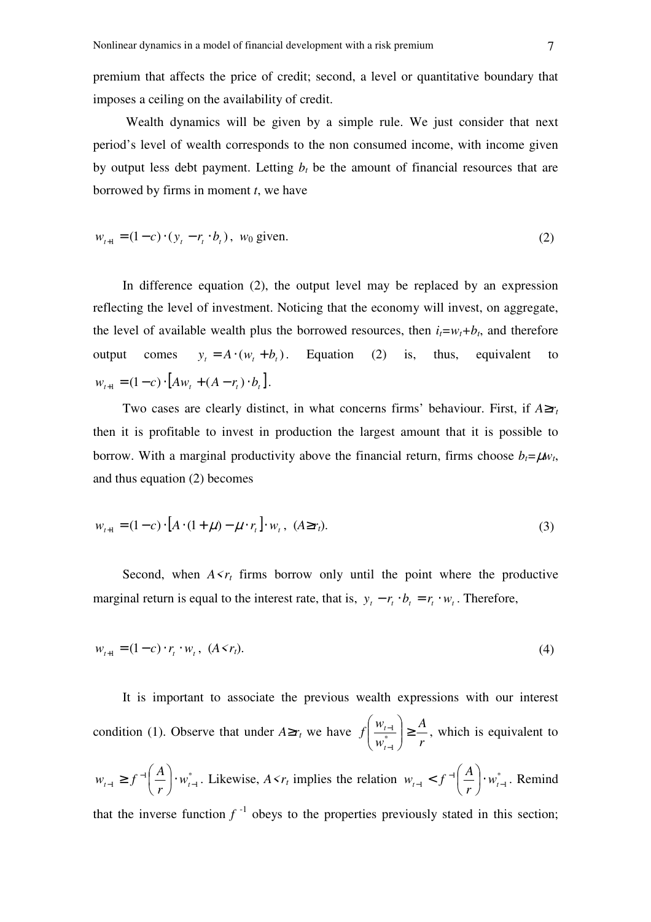premium that affects the price of credit; second, a level or quantitative boundary that imposes a ceiling on the availability of credit.

Wealth dynamics will be given by a simple rule. We just consider that next period's level of wealth corresponds to the non consumed income, with income given by output less debt payment. Letting $b_t$ be the amount of financial resources that are borrowed by firms in moment $t$, we have

$$w_{t+1} = (1-c)\cdot(y_t - r_t \cdot b_t), \; w_0 \text{ given.} \tag{2}$$

In difference equation (2), the output level may be replaced by an expression reflecting the level of investment. Noticing that the economy will invest, on aggregate, the level of available wealth plus the borrowed resources, then $i_t=w_t+b_t$, and therefore output comes $y_t = A\cdot(w_t + b_t)$. Equation (2) is, thus, equivalent to $w_{t+1} = (1-c)\cdot\left[Aw_t + (A - r_t)\cdot b_t\right]$.

Two cases are clearly distinct, in what concerns firms' behaviour. First, if $A \geq r_t$ then it is profitable to invest in production the largest amount that it is possible to borrow. With a marginal productivity above the financial return, firms choose $b_t=\mu w_t$, and thus equation (2) becomes

$$w_{t+1} = (1-c)\cdot\left[A\cdot(1+\mu) - \mu\cdot r_t\right]\cdot w_t, \; (A \geq r_t). \tag{3}$$

Second, when $A < r_t$ firms borrow only until the point where the productive marginal return is equal to the interest rate, that is, $y_t - r_t \cdot b_t = r_t \cdot w_t$. Therefore,

$$w_{t+1} = (1-c)\cdot r_t \cdot w_t, \; (A < r_t). \tag{4}$$

It is important to associate the previous wealth expressions with our interest condition (1). Observe that under $A \geq r_t$ we have $f\left(\frac{w_{t-1}}{w_{t-1}^*}\right) \geq \frac{A}{r}$, which is equivalent to $w_{t-1} \geq f^{-1}\left(\frac{A}{r}\right)\cdot w_{t-1}^*$. Likewise, $A < r_t$ implies the relation $w_{t-1} < f^{-1}\left(\frac{A}{r}\right)\cdot w_{t-1}^*$. Remind that the inverse function $f^{-1}$ obeys to the properties previously stated in this section;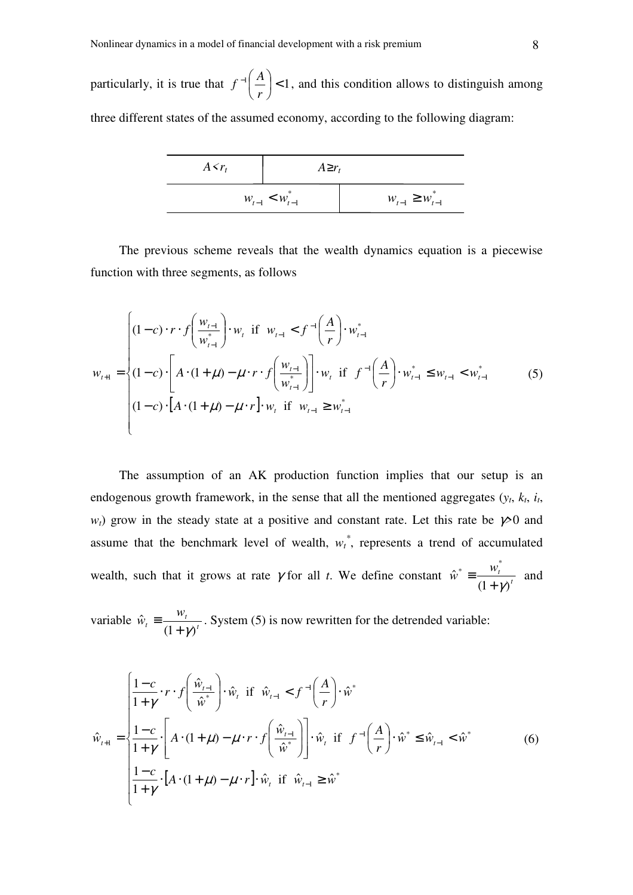particularly, it is true that $f^{-1}\left(\frac{A}{r}\right)<1$, and this condition allows to distinguish among three different states of the assumed economy, according to the following diagram:

| $A<r_t$ | $A\geq r_t$ | |
|---|---|---|
| $w_{t-1}<w_{t-1}^{*}$ | | $w_{t-1}\geq w_{t-1}^{*}$ |

The previous scheme reveals that the wealth dynamics equation is a piecewise function with three segments, as follows

$$w_{t+1}=\begin{cases}(1-c)\cdot r\cdot f\left(\frac{w_{t-1}}{w_{t-1}^{*}}\right)\cdot w_t \text{ if } w_{t-1}<f^{-1}\left(\frac{A}{r}\right)\cdot w_{t-1}^{*}\\ (1-c)\cdot\left[A\cdot(1+\mu)-\mu\cdot r\cdot f\left(\frac{w_{t-1}}{w_{t-1}^{*}}\right)\right]\cdot w_t \text{ if } f^{-1}\left(\frac{A}{r}\right)\cdot w_{t-1}^{*}\leq w_{t-1}<w_{t-1}^{*}\\ (1-c)\cdot\left[A\cdot(1+\mu)-\mu\cdot r\right]\cdot w_t \text{ if } w_{t-1}\geq w_{t-1}^{*}\end{cases} \tag{5}$$

The assumption of an AK production function implies that our setup is an endogenous growth framework, in the sense that all the mentioned aggregates ($y_t$, $k_t$, $i_t$, $w_t$) grow in the steady state at a positive and constant rate. Let this rate be $\gamma>0$ and assume that the benchmark level of wealth, $w_t^{*}$, represents a trend of accumulated wealth, such that it grows at rate $\gamma$ for all $t$. We define constant $\hat{w}^{*}\equiv\frac{w_t^{*}}{(1+\gamma)^t}$ and variable $\hat{w}_t\equiv\frac{w_t}{(1+\gamma)^t}$. System (5) is now rewritten for the detrended variable:

$$\hat{w}_{t+1}=\begin{cases}\frac{1-c}{1+\gamma}\cdot r\cdot f\left(\frac{\hat{w}_{t-1}}{\hat{w}^{*}}\right)\cdot\hat{w}_t \text{ if } \hat{w}_{t-1}<f^{-1}\left(\frac{A}{r}\right)\cdot\hat{w}^{*}\\ \frac{1-c}{1+\gamma}\cdot\left[A\cdot(1+\mu)-\mu\cdot r\cdot f\left(\frac{\hat{w}_{t-1}}{\hat{w}^{*}}\right)\right]\cdot\hat{w}_t \text{ if } f^{-1}\left(\frac{A}{r}\right)\cdot\hat{w}^{*}\leq\hat{w}_{t-1}<\hat{w}^{*}\\ \frac{1-c}{1+\gamma}\cdot\left[A\cdot(1+\mu)-\mu\cdot r\right]\cdot\hat{w}_t \text{ if } \hat{w}_{t-1}\geq\hat{w}^{*}\end{cases} \tag{6}$$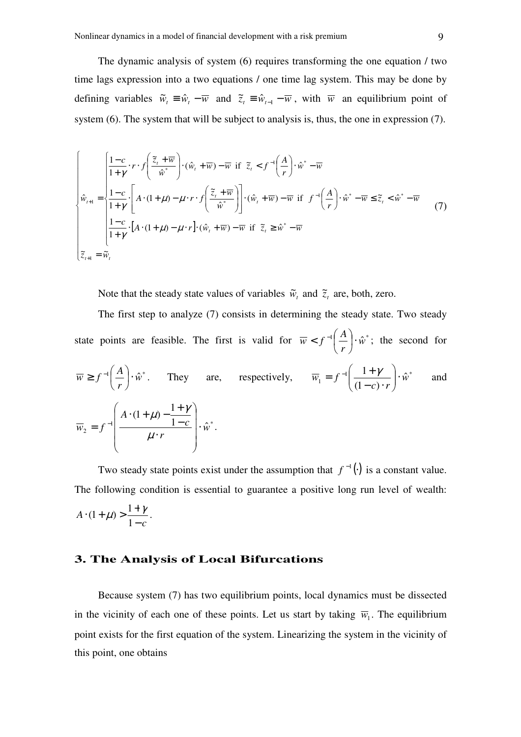The dynamic analysis of system (6) requires transforming the one equation / two time lags expression into a two equations / one time lag system. This may be done by defining variables $\tilde{w}_t \equiv \hat{w}_t - \overline{w}$ and $\tilde{z}_t \equiv \hat{w}_{t-1} - \overline{w}$, with $\overline{w}$ an equilibrium point of system (6). The system that will be subject to analysis is, thus, the one in expression (7).

$$
\begin{cases}
\hat{w}_{t+1} = \begin{cases}
\dfrac{1-c}{1+\gamma} \cdot r \cdot f\left(\dfrac{\tilde{z}_t + \overline{w}}{\hat{w}^*}\right) \cdot (\hat{w}_t + \overline{w}) - \overline{w} \text{ if } \tilde{z}_t < f^{-1}\left(\dfrac{A}{r}\right) \cdot \hat{w}^* - \overline{w} \\
\dfrac{1-c}{1+\gamma} \cdot \left[A \cdot (1+\mu) - \mu \cdot r \cdot f\left(\dfrac{\tilde{z}_t + \overline{w}}{\hat{w}^*}\right)\right] \cdot (\hat{w}_t + \overline{w}) - \overline{w} \text{ if } f^{-1}\left(\dfrac{A}{r}\right) \cdot \hat{w}^* - \overline{w} \leq \tilde{z}_t < \hat{w}^* - \overline{w} \\
\dfrac{1-c}{1+\gamma} \cdot \left[A \cdot (1+\mu) - \mu \cdot r\right] \cdot (\hat{w}_t + \overline{w}) - \overline{w} \text{ if } \tilde{z}_t \geq \hat{w}^* - \overline{w}
\end{cases} \\
\tilde{z}_{t+1} = \tilde{w}_t
\end{cases}
\tag{7}
$$

Note that the steady state values of variables $\tilde{w}_t$ and $\tilde{z}_t$ are, both, zero.

The first step to analyze (7) consists in determining the steady state. Two steady state points are feasible. The first is valid for $\overline{w} < f^{-1}\left(\frac{A}{r}\right) \cdot \hat{w}^*$; the second for $\overline{w} \geq f^{-1}\left(\frac{A}{r}\right) \cdot \hat{w}^*$. They are, respectively, $\overline{w}_1 = f^{-1}\left(\frac{1+\gamma}{(1-c) \cdot r}\right) \cdot \hat{w}^*$ and $\overline{w}_2 = f^{-1}\left(\dfrac{A \cdot (1+\mu) - \frac{1+\gamma}{1-c}}{\mu \cdot r}\right) \cdot \hat{w}^*$.

Two steady state points exist under the assumption that $f^{-1}(\cdot)$ is a constant value. The following condition is essential to guarantee a positive long run level of wealth: $A \cdot (1+\mu) > \frac{1+\gamma}{1-c}$.

## 3. The Analysis of Local Bifurcations

Because system (7) has two equilibrium points, local dynamics must be dissected in the vicinity of each one of these points. Let us start by taking $\overline{w}_1$. The equilibrium point exists for the first equation of the system. Linearizing the system in the vicinity of this point, one obtains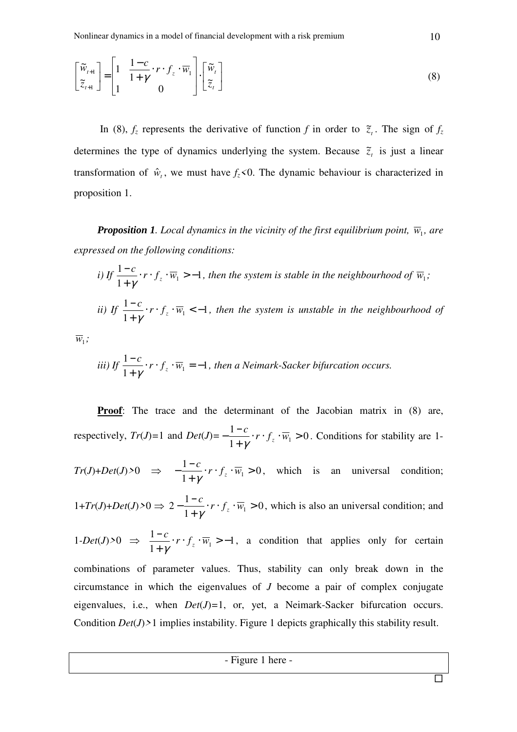$$\begin{bmatrix} \tilde{w}_{t+1} \\ \tilde{z}_{t+1} \end{bmatrix} = \begin{bmatrix} 1 & \frac{1-c}{1+\gamma} \cdot r \cdot f_z \cdot \overline{w}_1 \\ 1 & 0 \end{bmatrix} \cdot \begin{bmatrix} \tilde{w}_t \\ \tilde{z}_t \end{bmatrix} \tag{8}$$

In (8), $f_z$ represents the derivative of function $f$ in order to $\tilde{z}_t$. The sign of $f_z$ determines the type of dynamics underlying the system. Because $\tilde{z}_t$ is just a linear transformation of $\hat{w}_t$, we must have $f_z<0$. The dynamic behaviour is characterized in proposition 1.

***Proposition 1**. Local dynamics in the vicinity of the first equilibrium point, $\overline{w}_1$, are expressed on the following conditions:*

*i) If $\frac{1-c}{1+\gamma} \cdot r \cdot f_z \cdot \overline{w}_1 > -1$, then the system is stable in the neighbourhood of $\overline{w}_1$;*

*ii) If $\frac{1-c}{1+\gamma} \cdot r \cdot f_z \cdot \overline{w}_1 < -1$, then the system is unstable in the neighbourhood of $\overline{w}_1$;*

*iii) If $\frac{1-c}{1+\gamma} \cdot r \cdot f_z \cdot \overline{w}_1 = -1$, then a Neimark-Sacker bifurcation occurs.*

**Proof**: The trace and the determinant of the Jacobian matrix in (8) are, respectively, $Tr(J)=1$ and $Det(J)= -\frac{1-c}{1+\gamma} \cdot r \cdot f_z \cdot \overline{w}_1 > 0$. Conditions for stability are $1-Tr(J)+Det(J)>0$ $\Rightarrow$ $-\frac{1-c}{1+\gamma} \cdot r \cdot f_z \cdot \overline{w}_1 > 0$, which is an universal condition; $1+Tr(J)+Det(J)>0 \Rightarrow 2-\frac{1-c}{1+\gamma} \cdot r \cdot f_z \cdot \overline{w}_1 > 0$, which is also an universal condition; and $1-Det(J)>0$ $\Rightarrow$ $\frac{1-c}{1+\gamma} \cdot r \cdot f_z \cdot \overline{w}_1 > -1$, a condition that applies only for certain combinations of parameter values. Thus, stability can only break down in the circumstance in which the eigenvalues of $J$ become a pair of complex conjugate eigenvalues, i.e., when $Det(J)=1$, or, yet, a Neimark-Sacker bifurcation occurs. Condition $Det(J)>1$ implies instability. Figure 1 depicts graphically this stability result.

- Figure 1 here -

□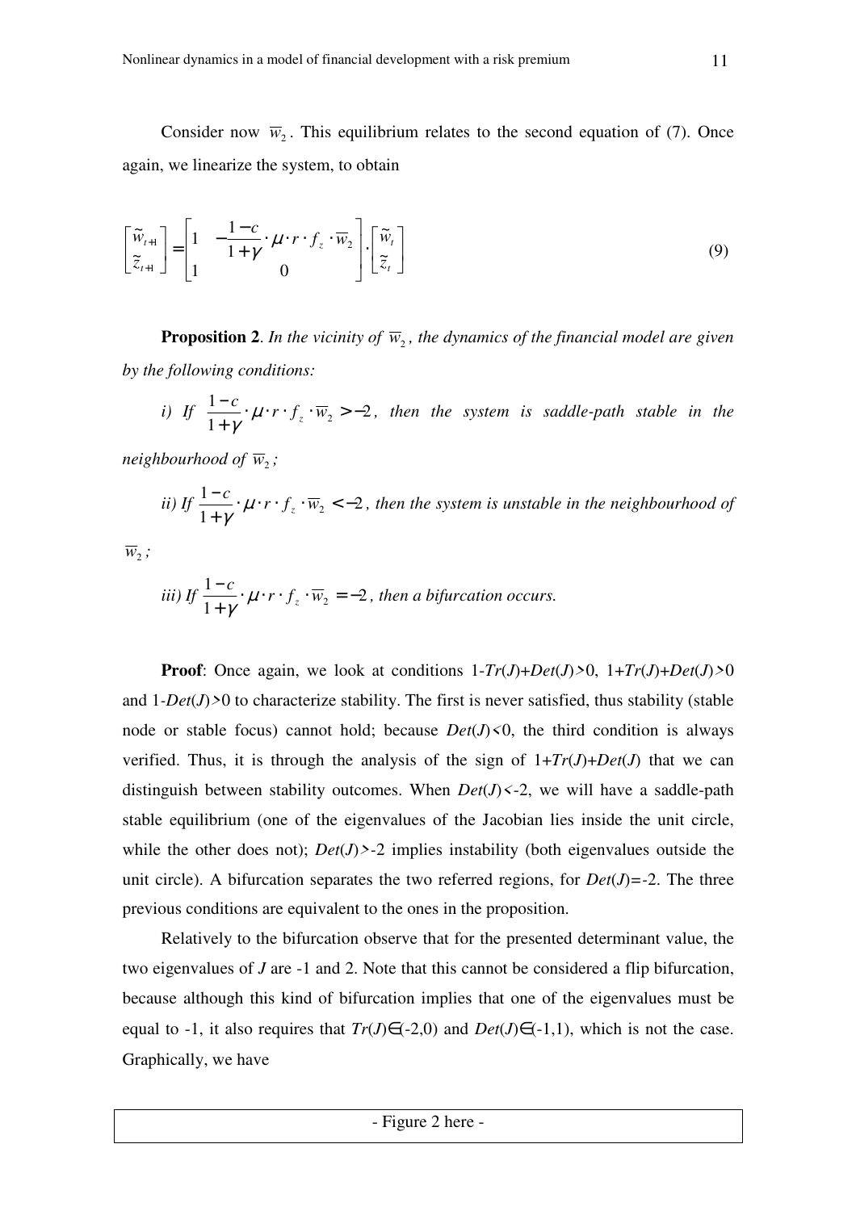Consider now $\overline{w}_2$. This equilibrium relates to the second equation of (7). Once again, we linearize the system, to obtain

$$\begin{bmatrix} \tilde{w}_{t+1} \\ \tilde{z}_{t+1} \end{bmatrix} = \begin{bmatrix} 1 & -\frac{1-c}{1+\gamma} \cdot \mu \cdot r \cdot f_z \cdot \overline{w}_2 \\ 1 & 0 \end{bmatrix} \cdot \begin{bmatrix} \tilde{w}_t \\ \tilde{z}_t \end{bmatrix} \tag{9}$$

**Proposition 2**. *In the vicinity of $\overline{w}_2$, the dynamics of the financial model are given by the following conditions:*

*i) If $\frac{1-c}{1+\gamma} \cdot \mu \cdot r \cdot f_z \cdot \overline{w}_2 > -2$, then the system is saddle-path stable in the neighbourhood of $\overline{w}_2$;*

*ii) If $\frac{1-c}{1+\gamma} \cdot \mu \cdot r \cdot f_z \cdot \overline{w}_2 < -2$, then the system is unstable in the neighbourhood of $\overline{w}_2$;*

*iii) If $\frac{1-c}{1+\gamma} \cdot \mu \cdot r \cdot f_z \cdot \overline{w}_2 = -2$, then a bifurcation occurs.*

**Proof**: Once again, we look at conditions $1\text{-}Tr(J)+Det(J)>0$, $1+Tr(J)+Det(J)>0$ and $1\text{-}Det(J)>0$ to characterize stability. The first is never satisfied, thus stability (stable node or stable focus) cannot hold; because $Det(J)<0$, the third condition is always verified. Thus, it is through the analysis of the sign of $1+Tr(J)+Det(J)$ that we can distinguish between stability outcomes. When $Det(J)<-2$, we will have a saddle-path stable equilibrium (one of the eigenvalues of the Jacobian lies inside the unit circle, while the other does not); $Det(J)>-2$ implies instability (both eigenvalues outside the unit circle). A bifurcation separates the two referred regions, for $Det(J)=-2$. The three previous conditions are equivalent to the ones in the proposition.

Relatively to the bifurcation observe that for the presented determinant value, the two eigenvalues of $J$ are -1 and 2. Note that this cannot be considered a flip bifurcation, because although this kind of bifurcation implies that one of the eigenvalues must be equal to -1, it also requires that $Tr(J)\in(-2,0)$ and $Det(J)\in(-1,1)$, which is not the case. Graphically, we have

- Figure 2 here -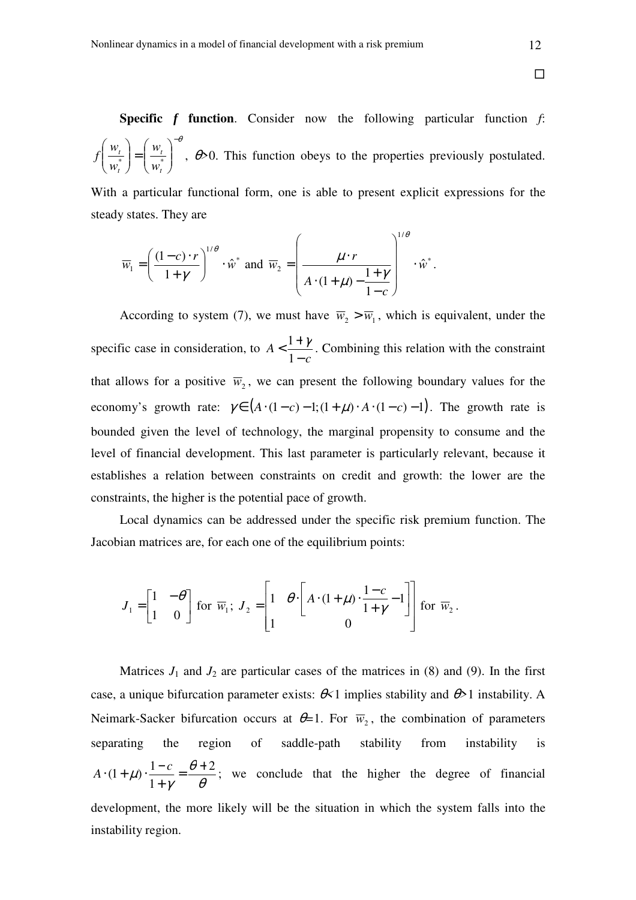□

**Specific *f* function**. Consider now the following particular function *f*: $f\left(\frac{w_t}{w_t^*}\right)=\left(\frac{w_t}{w_t^*}\right)^{-\theta}$, $\theta$>0. This function obeys to the properties previously postulated. With a particular functional form, one is able to present explicit expressions for the steady states. They are

$$\overline{w}_1=\left(\frac{(1-c)\cdot r}{1+\gamma}\right)^{1/\theta}\cdot\hat{w}^* \text{ and } \overline{w}_2=\left(\frac{\mu\cdot r}{A\cdot(1+\mu)-\frac{1+\gamma}{1-c}}\right)^{1/\theta}\cdot\hat{w}^*.$$

According to system (7), we must have $\overline{w}_2>\overline{w}_1$, which is equivalent, under the specific case in consideration, to $A<\frac{1+\gamma}{1-c}$. Combining this relation with the constraint that allows for a positive $\overline{w}_2$, we can present the following boundary values for the economy's growth rate: $\gamma\in\left(A\cdot(1-c)-1;(1+\mu)\cdot A\cdot(1-c)-1\right)$. The growth rate is bounded given the level of technology, the marginal propensity to consume and the level of financial development. This last parameter is particularly relevant, because it establishes a relation between constraints on credit and growth: the lower are the constraints, the higher is the potential pace of growth.

Local dynamics can be addressed under the specific risk premium function. The Jacobian matrices are, for each one of the equilibrium points:

$$J_1=\begin{bmatrix}1 & -\theta\\ 1 & 0\end{bmatrix} \text{ for } \overline{w}_1;\ J_2=\begin{bmatrix}1 & \theta\cdot\left[A\cdot(1+\mu)\cdot\frac{1-c}{1+\gamma}-1\right]\\ 1 & 0\end{bmatrix} \text{ for } \overline{w}_2.$$

Matrices $J_1$ and $J_2$ are particular cases of the matrices in (8) and (9). In the first case, a unique bifurcation parameter exists: $\theta$<1 implies stability and $\theta$>1 instability. A Neimark-Sacker bifurcation occurs at $\theta$=1. For $\overline{w}_2$, the combination of parameters separating the region of saddle-path stability from instability is $A\cdot(1+\mu)\cdot\frac{1-c}{1+\gamma}=\frac{\theta+2}{\theta}$; we conclude that the higher the degree of financial development, the more likely will be the situation in which the system falls into the instability region.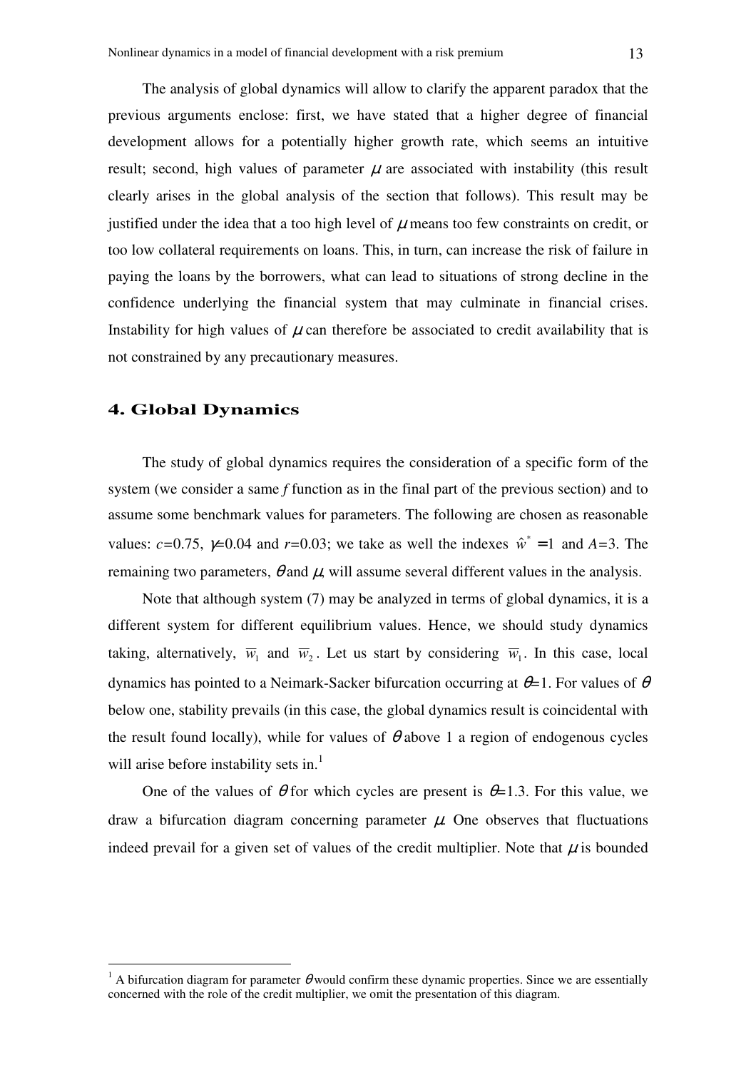The analysis of global dynamics will allow to clarify the apparent paradox that the previous arguments enclose: first, we have stated that a higher degree of financial development allows for a potentially higher growth rate, which seems an intuitive result; second, high values of parameter $\mu$ are associated with instability (this result clearly arises in the global analysis of the section that follows). This result may be justified under the idea that a too high level of $\mu$ means too few constraints on credit, or too low collateral requirements on loans. This, in turn, can increase the risk of failure in paying the loans by the borrowers, what can lead to situations of strong decline in the confidence underlying the financial system that may culminate in financial crises. Instability for high values of $\mu$ can therefore be associated to credit availability that is not constrained by any precautionary measures.

## 4. Global Dynamics

The study of global dynamics requires the consideration of a specific form of the system (we consider a same *f* function as in the final part of the previous section) and to assume some benchmark values for parameters. The following are chosen as reasonable values: $c$=0.75, $\gamma$=0.04 and $r$=0.03; we take as well the indexes $\hat{w}^* = 1$ and $A$=3. The remaining two parameters, $\theta$ and $\mu$, will assume several different values in the analysis.

Note that although system (7) may be analyzed in terms of global dynamics, it is a different system for different equilibrium values. Hence, we should study dynamics taking, alternatively, $\overline{w}_1$ and $\overline{w}_2$. Let us start by considering $\overline{w}_1$. In this case, local dynamics has pointed to a Neimark-Sacker bifurcation occurring at $\theta$=1. For values of $\theta$ below one, stability prevails (in this case, the global dynamics result is coincidental with the result found locally), while for values of $\theta$ above 1 a region of endogenous cycles will arise before instability sets in.[1]

One of the values of $\theta$ for which cycles are present is $\theta$=1.3. For this value, we draw a bifurcation diagram concerning parameter $\mu$. One observes that fluctuations indeed prevail for a given set of values of the credit multiplier. Note that $\mu$ is bounded

[1] A bifurcation diagram for parameter $\theta$ would confirm these dynamic properties. Since we are essentially concerned with the role of the credit multiplier, we omit the presentation of this diagram.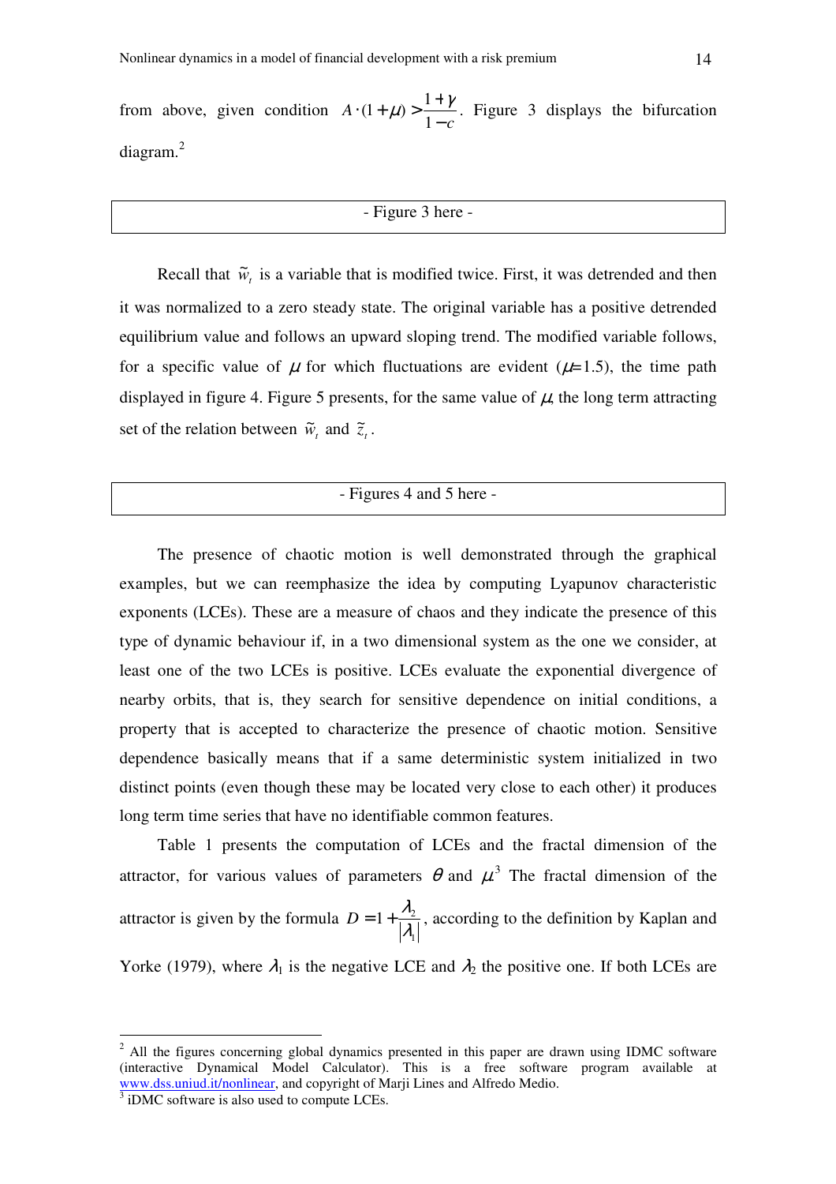from above, given condition $A \cdot (1+\mu) > \frac{1+\gamma}{1-c}$. Figure 3 displays the bifurcation diagram.[2]

- Figure 3 here -

Recall that $\tilde{w}_t$ is a variable that is modified twice. First, it was detrended and then it was normalized to a zero steady state. The original variable has a positive detrended equilibrium value and follows an upward sloping trend. The modified variable follows, for a specific value of $\mu$ for which fluctuations are evident ($\mu$=1.5), the time path displayed in figure 4. Figure 5 presents, for the same value of $\mu$, the long term attracting set of the relation between $\tilde{w}_t$ and $\tilde{z}_t$.

- Figures 4 and 5 here -

The presence of chaotic motion is well demonstrated through the graphical examples, but we can reemphasize the idea by computing Lyapunov characteristic exponents (LCEs). These are a measure of chaos and they indicate the presence of this type of dynamic behaviour if, in a two dimensional system as the one we consider, at least one of the two LCEs is positive. LCEs evaluate the exponential divergence of nearby orbits, that is, they search for sensitive dependence on initial conditions, a property that is accepted to characterize the presence of chaotic motion. Sensitive dependence basically means that if a same deterministic system initialized in two distinct points (even though these may be located very close to each other) it produces long term time series that have no identifiable common features.

Table 1 presents the computation of LCEs and the fractal dimension of the attractor, for various values of parameters $\theta$ and $\mu$[3] The fractal dimension of the attractor is given by the formula $D = 1 + \frac{\lambda_2}{|\lambda_1|}$, according to the definition by Kaplan and Yorke (1979), where $\lambda_1$ is the negative LCE and $\lambda_2$ the positive one. If both LCEs are

---

[2] All the figures concerning global dynamics presented in this paper are drawn using IDMC software (interactive Dynamical Model Calculator). This is a free software program available at www.dss.uniud.it/nonlinear, and copyright of Marji Lines and Alfredo Medio.

[3] iDMC software is also used to compute LCEs.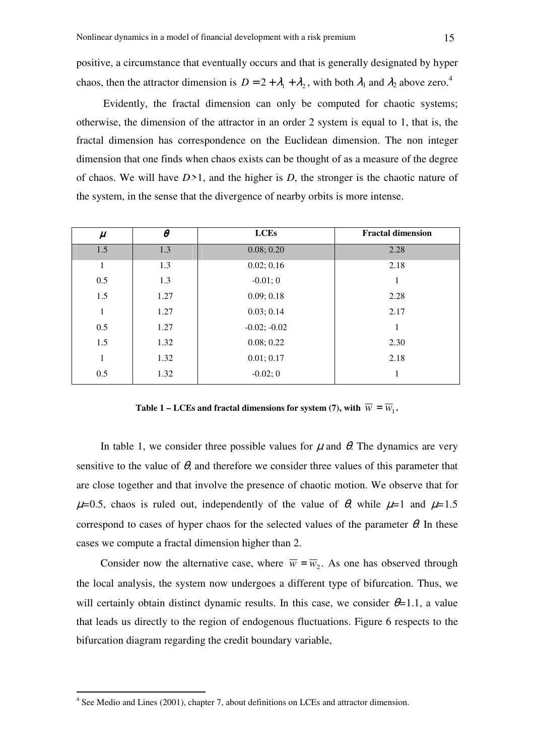positive, a circumstance that eventually occurs and that is generally designated by hyper chaos, then the attractor dimension is $D = 2 + \lambda_1 + \lambda_2$, with both $\lambda_1$ and $\lambda_2$ above zero.[4]

Evidently, the fractal dimension can only be computed for chaotic systems; otherwise, the dimension of the attractor in an order 2 system is equal to 1, that is, the fractal dimension has correspondence on the Euclidean dimension. The non integer dimension that one finds when chaos exists can be thought of as a measure of the degree of chaos. We will have $D>1$, and the higher is $D$, the stronger is the chaotic nature of the system, in the sense that the divergence of nearby orbits is more intense.

| $\mu$ | $\theta$ | LCEs | Fractal dimension |
|---|---|---|---|
| 1.5 | 1.3 | 0.08; 0.20 | 2.28 |
| 1 | 1.3 | 0.02; 0.16 | 2.18 |
| 0.5 | 1.3 | -0.01; 0 | 1 |
| 1.5 | 1.27 | 0.09; 0.18 | 2.28 |
| 1 | 1.27 | 0.03; 0.14 | 2.17 |
| 0.5 | 1.27 | -0.02; -0.02 | 1 |
| 1.5 | 1.32 | 0.08; 0.22 | 2.30 |
| 1 | 1.32 | 0.01; 0.17 | 2.18 |
| 0.5 | 1.32 | -0.02; 0 | 1 |

**Table 1 – LCEs and fractal dimensions for system (7), with $\overline{w} = \overline{w}_1$.**

In table 1, we consider three possible values for $\mu$ and $\theta$. The dynamics are very sensitive to the value of $\theta$, and therefore we consider three values of this parameter that are close together and that involve the presence of chaotic motion. We observe that for $\mu$=0.5, chaos is ruled out, independently of the value of $\theta$, while $\mu$=1 and $\mu$=1.5 correspond to cases of hyper chaos for the selected values of the parameter $\theta$. In these cases we compute a fractal dimension higher than 2.

Consider now the alternative case, where $\overline{w} = \overline{w}_2$. As one has observed through the local analysis, the system now undergoes a different type of bifurcation. Thus, we will certainly obtain distinct dynamic results. In this case, we consider $\theta$=1.1, a value that leads us directly to the region of endogenous fluctuations. Figure 6 respects to the bifurcation diagram regarding the credit boundary variable,

[4] See Medio and Lines (2001), chapter 7, about definitions on LCEs and attractor dimension.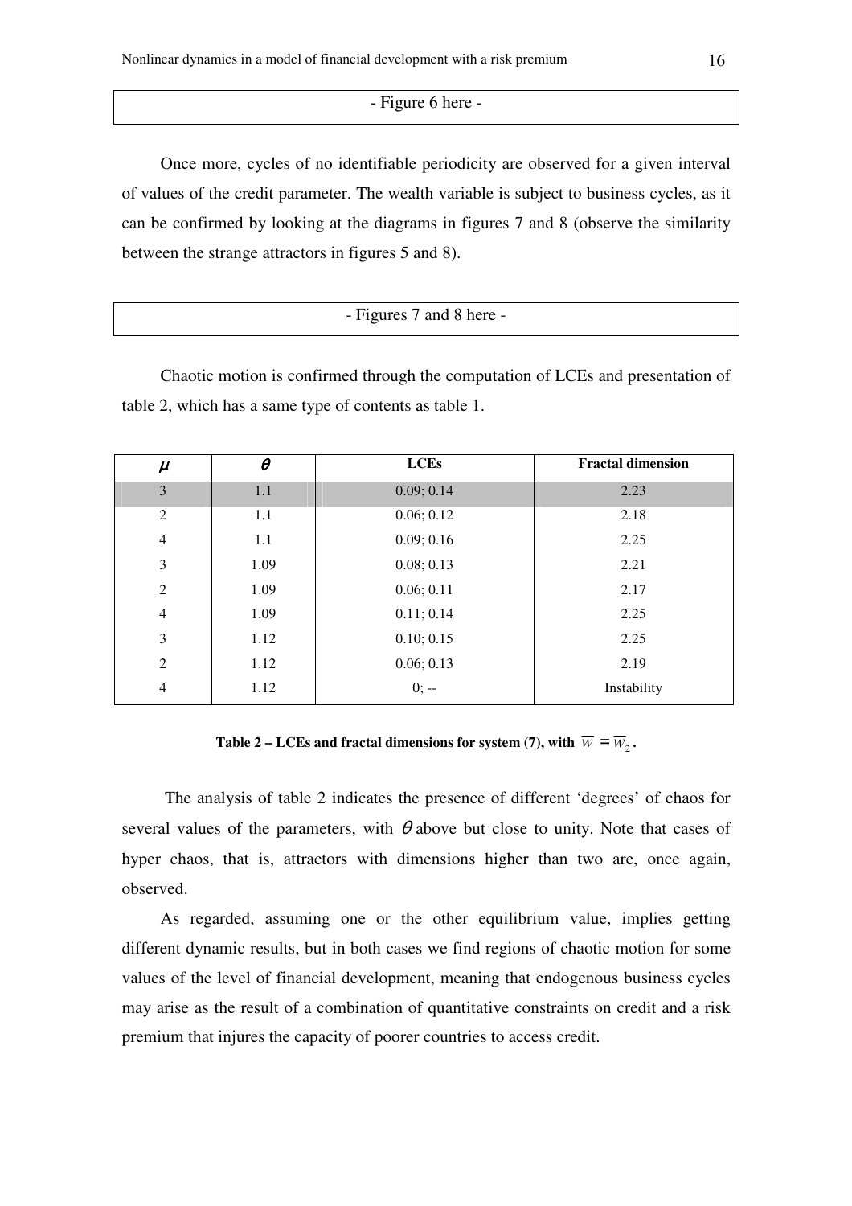- Figure 6 here -

Once more, cycles of no identifiable periodicity are observed for a given interval of values of the credit parameter. The wealth variable is subject to business cycles, as it can be confirmed by looking at the diagrams in figures 7 and 8 (observe the similarity between the strange attractors in figures 5 and 8).

- Figures 7 and 8 here -

Chaotic motion is confirmed through the computation of LCEs and presentation of table 2, which has a same type of contents as table 1.

| $\mu$ | $\theta$ | **LCEs** | **Fractal dimension** |
|---|---|---|---|
| 3 | 1.1 | 0.09; 0.14 | 2.23 |
| 2 | 1.1 | 0.06; 0.12 | 2.18 |
| 4 | 1.1 | 0.09; 0.16 | 2.25 |
| 3 | 1.09 | 0.08; 0.13 | 2.21 |
| 2 | 1.09 | 0.06; 0.11 | 2.17 |
| 4 | 1.09 | 0.11; 0.14 | 2.25 |
| 3 | 1.12 | 0.10; 0.15 | 2.25 |
| 2 | 1.12 | 0.06; 0.13 | 2.19 |
| 4 | 1.12 | 0; -- | Instability |

**Table 2 – LCEs and fractal dimensions for system (7), with $\overline{w} = \overline{w}_2$.**

The analysis of table 2 indicates the presence of different 'degrees' of chaos for several values of the parameters, with $\theta$ above but close to unity. Note that cases of hyper chaos, that is, attractors with dimensions higher than two are, once again, observed.

As regarded, assuming one or the other equilibrium value, implies getting different dynamic results, but in both cases we find regions of chaotic motion for some values of the level of financial development, meaning that endogenous business cycles may arise as the result of a combination of quantitative constraints on credit and a risk premium that injures the capacity of poorer countries to access credit.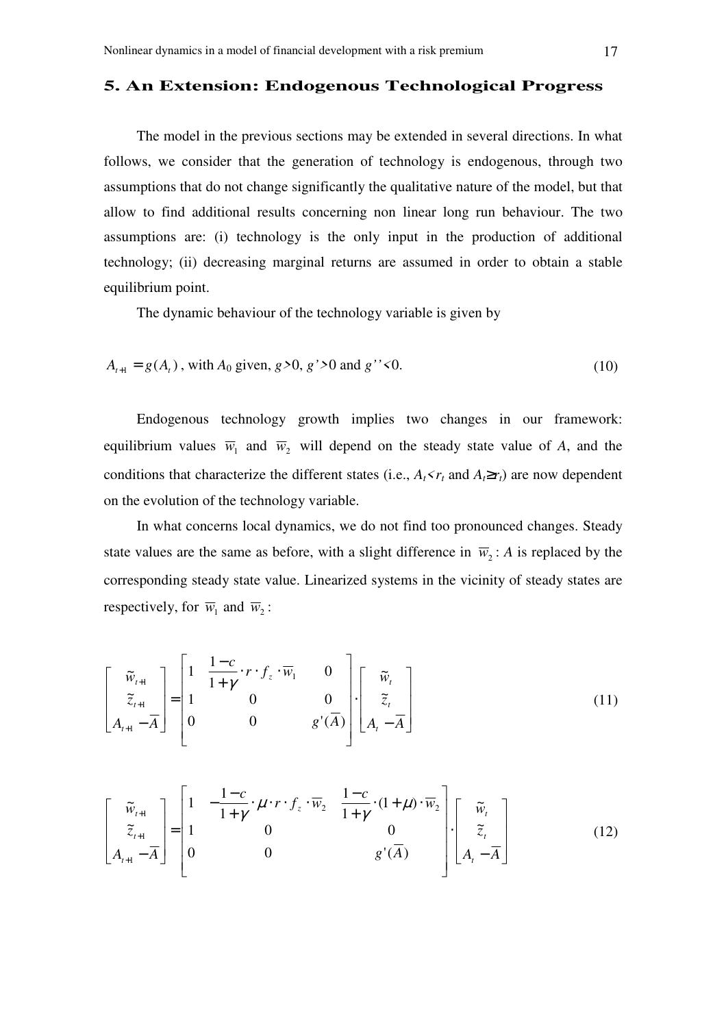## 5. An Extension: Endogenous Technological Progress

The model in the previous sections may be extended in several directions. In what follows, we consider that the generation of technology is endogenous, through two assumptions that do not change significantly the qualitative nature of the model, but that allow to find additional results concerning non linear long run behaviour. The two assumptions are: (i) technology is the only input in the production of additional technology; (ii) decreasing marginal returns are assumed in order to obtain a stable equilibrium point.

The dynamic behaviour of the technology variable is given by

$$A_{t+1} = g(A_t)\text{, with } A_0 \text{ given, } g>0,\ g'>0 \text{ and } g''<0. \tag{10}$$

Endogenous technology growth implies two changes in our framework: equilibrium values $\overline{w}_1$ and $\overline{w}_2$ will depend on the steady state value of $A$, and the conditions that characterize the different states (i.e., $A_t<r_t$ and $A_t\geq r_t$) are now dependent on the evolution of the technology variable.

In what concerns local dynamics, we do not find too pronounced changes. Steady state values are the same as before, with a slight difference in $\overline{w}_2$: $A$ is replaced by the corresponding steady state value. Linearized systems in the vicinity of steady states are respectively, for $\overline{w}_1$ and $\overline{w}_2$:

$$\begin{bmatrix} \tilde{w}_{t+1} \\ \tilde{z}_{t+1} \\ A_{t+1}-\overline{A} \end{bmatrix} = \begin{bmatrix} 1 & \dfrac{1-c}{1+\gamma}\cdot r\cdot f_z \cdot \overline{w}_1 & 0 \\ 1 & 0 & 0 \\ 0 & 0 & g'(\overline{A}) \end{bmatrix} \cdot \begin{bmatrix} \tilde{w}_t \\ \tilde{z}_t \\ A_t-\overline{A} \end{bmatrix} \tag{11}$$

$$\begin{bmatrix} \tilde{w}_{t+1} \\ \tilde{z}_{t+1} \\ A_{t+1}-\overline{A} \end{bmatrix} = \begin{bmatrix} 1 & -\dfrac{1-c}{1+\gamma}\cdot \mu\cdot r\cdot f_z \cdot \overline{w}_2 & \dfrac{1-c}{1+\gamma}\cdot (1+\mu)\cdot \overline{w}_2 \\ 1 & 0 & 0 \\ 0 & 0 & g'(\overline{A}) \end{bmatrix} \cdot \begin{bmatrix} \tilde{w}_t \\ \tilde{z}_t \\ A_t-\overline{A} \end{bmatrix} \tag{12}$$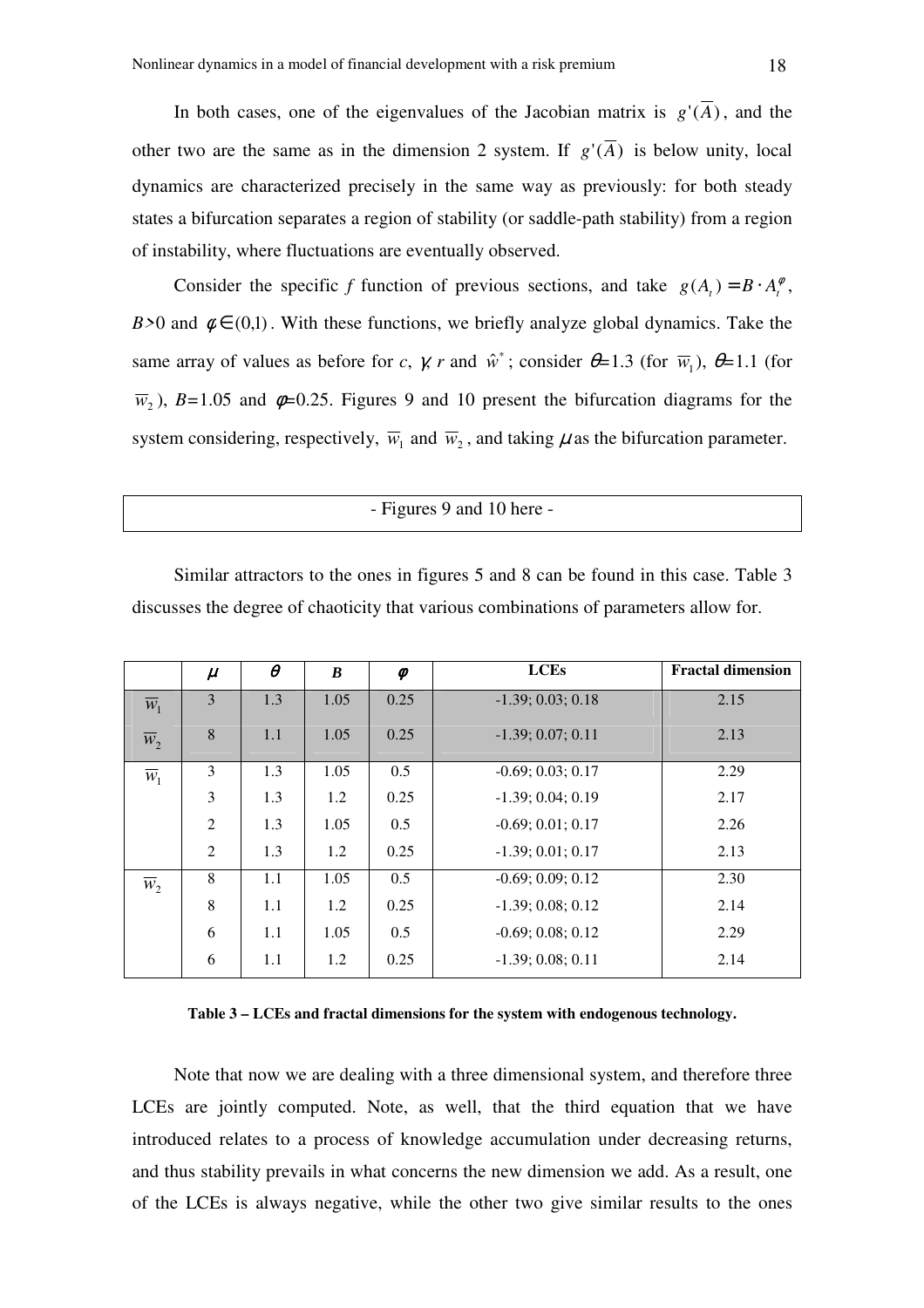In both cases, one of the eigenvalues of the Jacobian matrix is $g'(\overline{A})$, and the other two are the same as in the dimension 2 system. If $g'(\overline{A})$ is below unity, local dynamics are characterized precisely in the same way as previously: for both steady states a bifurcation separates a region of stability (or saddle-path stability) from a region of instability, where fluctuations are eventually observed.

Consider the specific $f$ function of previous sections, and take $g(A_t) = B \cdot A_t^{\varphi}$, $B$>0 and $\varphi \in (0,1)$. With these functions, we briefly analyze global dynamics. Take the same array of values as before for $c$, $\gamma$, $r$ and $\hat{w}^*$; consider $\theta$=1.3 (for $\overline{w}_1$), $\theta$=1.1 (for $\overline{w}_2$), $B$=1.05 and $\varphi$=0.25. Figures 9 and 10 present the bifurcation diagrams for the system considering, respectively, $\overline{w}_1$ and $\overline{w}_2$, and taking $\mu$ as the bifurcation parameter.

- Figures 9 and 10 here -

Similar attractors to the ones in figures 5 and 8 can be found in this case. Table 3 discusses the degree of chaoticity that various combinations of parameters allow for.

| | $\mu$ | $\theta$ | $B$ | $\varphi$ | LCEs | Fractal dimension |
|---|---|---|---|---|---|---|
| $\overline{w}_1$ | 3 | 1.3 | 1.05 | 0.25 | -1.39; 0.03; 0.18 | 2.15 |
| $\overline{w}_2$ | 8 | 1.1 | 1.05 | 0.25 | -1.39; 0.07; 0.11 | 2.13 |
| $\overline{w}_1$ | 3 | 1.3 | 1.05 | 0.5 | -0.69; 0.03; 0.17 | 2.29 |
| | 3 | 1.3 | 1.2 | 0.25 | -1.39; 0.04; 0.19 | 2.17 |
| | 2 | 1.3 | 1.05 | 0.5 | -0.69; 0.01; 0.17 | 2.26 |
| | 2 | 1.3 | 1.2 | 0.25 | -1.39; 0.01; 0.17 | 2.13 |
| $\overline{w}_2$ | 8 | 1.1 | 1.05 | 0.5 | -0.69; 0.09; 0.12 | 2.30 |
| | 8 | 1.1 | 1.2 | 0.25 | -1.39; 0.08; 0.12 | 2.14 |
| | 6 | 1.1 | 1.05 | 0.5 | -0.69; 0.08; 0.12 | 2.29 |
| | 6 | 1.1 | 1.2 | 0.25 | -1.39; 0.08; 0.11 | 2.14 |

**Table 3 – LCEs and fractal dimensions for the system with endogenous technology.**

Note that now we are dealing with a three dimensional system, and therefore three LCEs are jointly computed. Note, as well, that the third equation that we have introduced relates to a process of knowledge accumulation under decreasing returns, and thus stability prevails in what concerns the new dimension we add. As a result, one of the LCEs is always negative, while the other two give similar results to the ones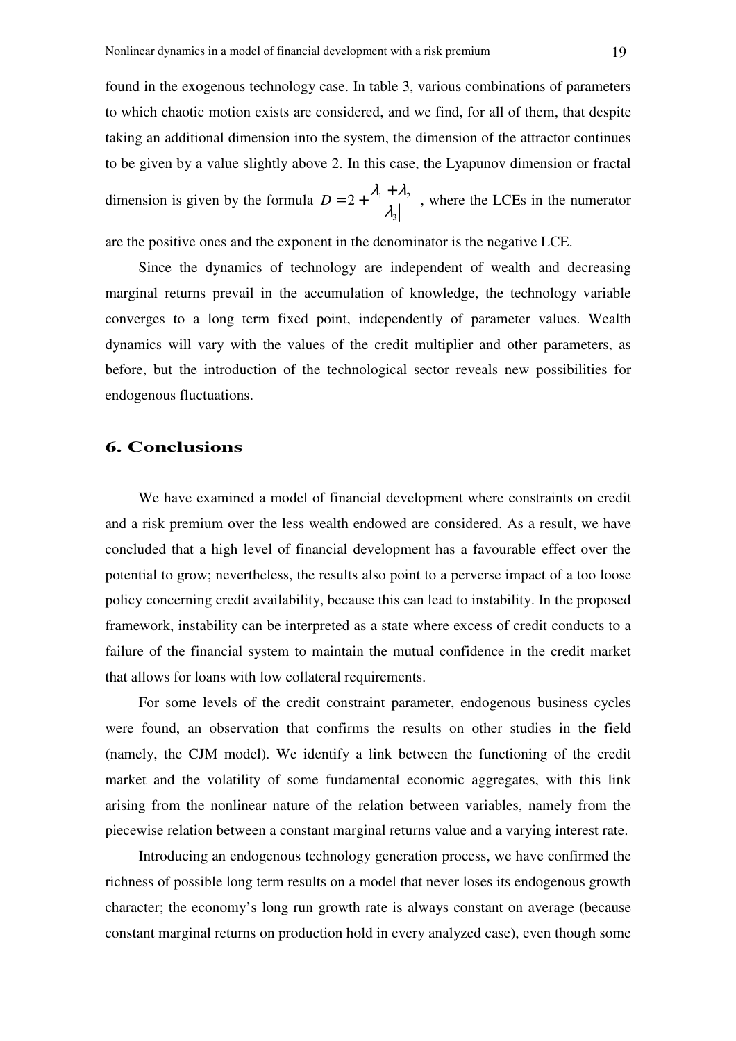found in the exogenous technology case. In table 3, various combinations of parameters to which chaotic motion exists are considered, and we find, for all of them, that despite taking an additional dimension into the system, the dimension of the attractor continues to be given by a value slightly above 2. In this case, the Lyapunov dimension or fractal dimension is given by the formula $D = 2 + \frac{\lambda_1 + \lambda_2}{|\lambda_3|}$ , where the LCEs in the numerator are the positive ones and the exponent in the denominator is the negative LCE.

Since the dynamics of technology are independent of wealth and decreasing marginal returns prevail in the accumulation of knowledge, the technology variable converges to a long term fixed point, independently of parameter values. Wealth dynamics will vary with the values of the credit multiplier and other parameters, as before, but the introduction of the technological sector reveals new possibilities for endogenous fluctuations.

## 6. Conclusions

We have examined a model of financial development where constraints on credit and a risk premium over the less wealth endowed are considered. As a result, we have concluded that a high level of financial development has a favourable effect over the potential to grow; nevertheless, the results also point to a perverse impact of a too loose policy concerning credit availability, because this can lead to instability. In the proposed framework, instability can be interpreted as a state where excess of credit conducts to a failure of the financial system to maintain the mutual confidence in the credit market that allows for loans with low collateral requirements.

For some levels of the credit constraint parameter, endogenous business cycles were found, an observation that confirms the results on other studies in the field (namely, the CJM model). We identify a link between the functioning of the credit market and the volatility of some fundamental economic aggregates, with this link arising from the nonlinear nature of the relation between variables, namely from the piecewise relation between a constant marginal returns value and a varying interest rate.

Introducing an endogenous technology generation process, we have confirmed the richness of possible long term results on a model that never loses its endogenous growth character; the economy's long run growth rate is always constant on average (because constant marginal returns on production hold in every analyzed case), even though some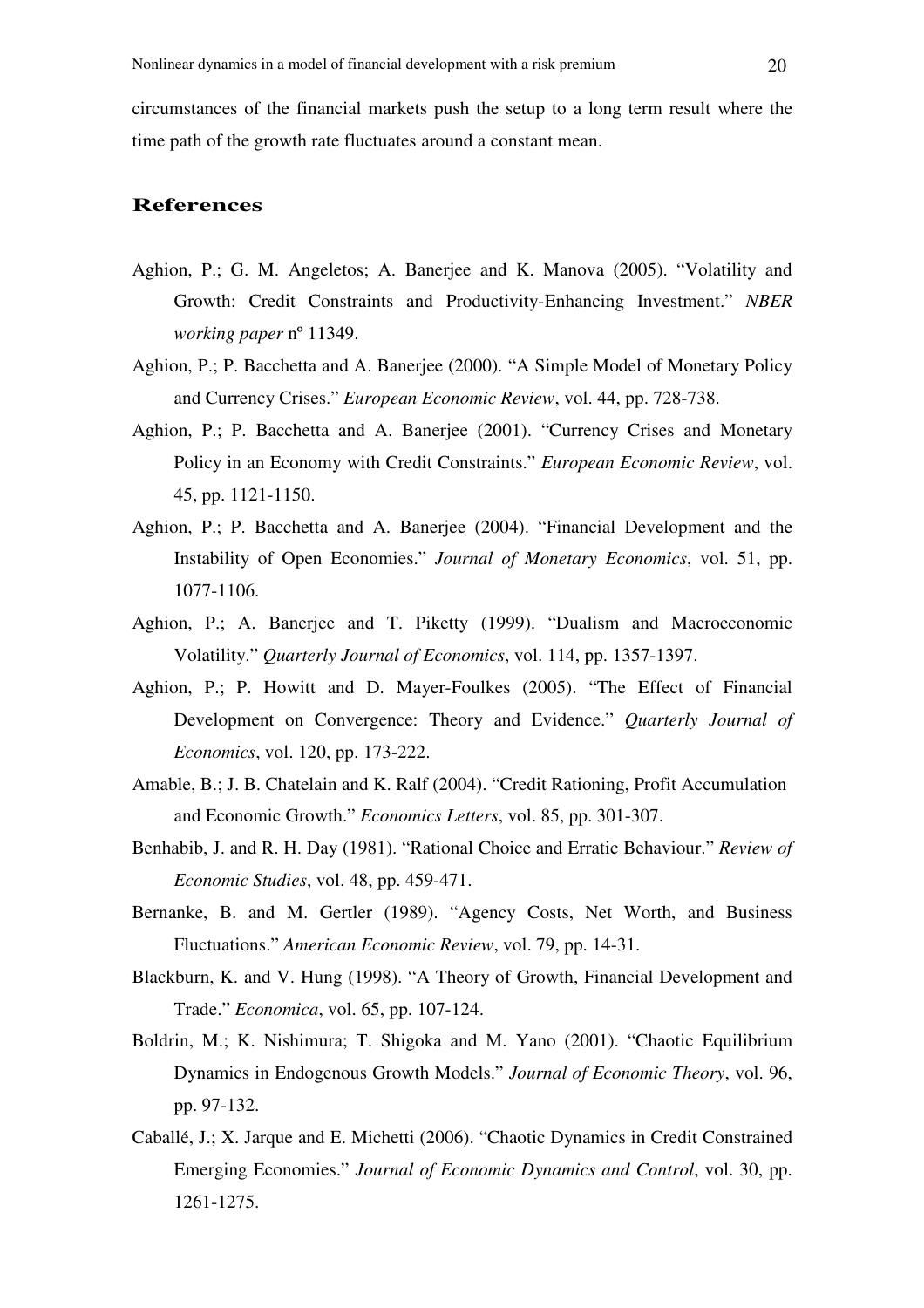circumstances of the financial markets push the setup to a long term result where the time path of the growth rate fluctuates around a constant mean.

## References

Aghion, P.; G. M. Angeletos; A. Banerjee and K. Manova (2005). "Volatility and Growth: Credit Constraints and Productivity-Enhancing Investment." *NBER working paper* nº 11349.

Aghion, P.; P. Bacchetta and A. Banerjee (2000). "A Simple Model of Monetary Policy and Currency Crises." *European Economic Review*, vol. 44, pp. 728-738.

Aghion, P.; P. Bacchetta and A. Banerjee (2001). "Currency Crises and Monetary Policy in an Economy with Credit Constraints." *European Economic Review*, vol. 45, pp. 1121-1150.

Aghion, P.; P. Bacchetta and A. Banerjee (2004). "Financial Development and the Instability of Open Economies." *Journal of Monetary Economics*, vol. 51, pp. 1077-1106.

Aghion, P.; A. Banerjee and T. Piketty (1999). "Dualism and Macroeconomic Volatility." *Quarterly Journal of Economics*, vol. 114, pp. 1357-1397.

Aghion, P.; P. Howitt and D. Mayer-Foulkes (2005). "The Effect of Financial Development on Convergence: Theory and Evidence." *Quarterly Journal of Economics*, vol. 120, pp. 173-222.

Amable, B.; J. B. Chatelain and K. Ralf (2004). "Credit Rationing, Profit Accumulation and Economic Growth." *Economics Letters*, vol. 85, pp. 301-307.

Benhabib, J. and R. H. Day (1981). "Rational Choice and Erratic Behaviour." *Review of Economic Studies*, vol. 48, pp. 459-471.

Bernanke, B. and M. Gertler (1989). "Agency Costs, Net Worth, and Business Fluctuations." *American Economic Review*, vol. 79, pp. 14-31.

Blackburn, K. and V. Hung (1998). "A Theory of Growth, Financial Development and Trade." *Economica*, vol. 65, pp. 107-124.

Boldrin, M.; K. Nishimura; T. Shigoka and M. Yano (2001). "Chaotic Equilibrium Dynamics in Endogenous Growth Models." *Journal of Economic Theory*, vol. 96, pp. 97-132.

Caballé, J.; X. Jarque and E. Michetti (2006). "Chaotic Dynamics in Credit Constrained Emerging Economies." *Journal of Economic Dynamics and Control*, vol. 30, pp. 1261-1275.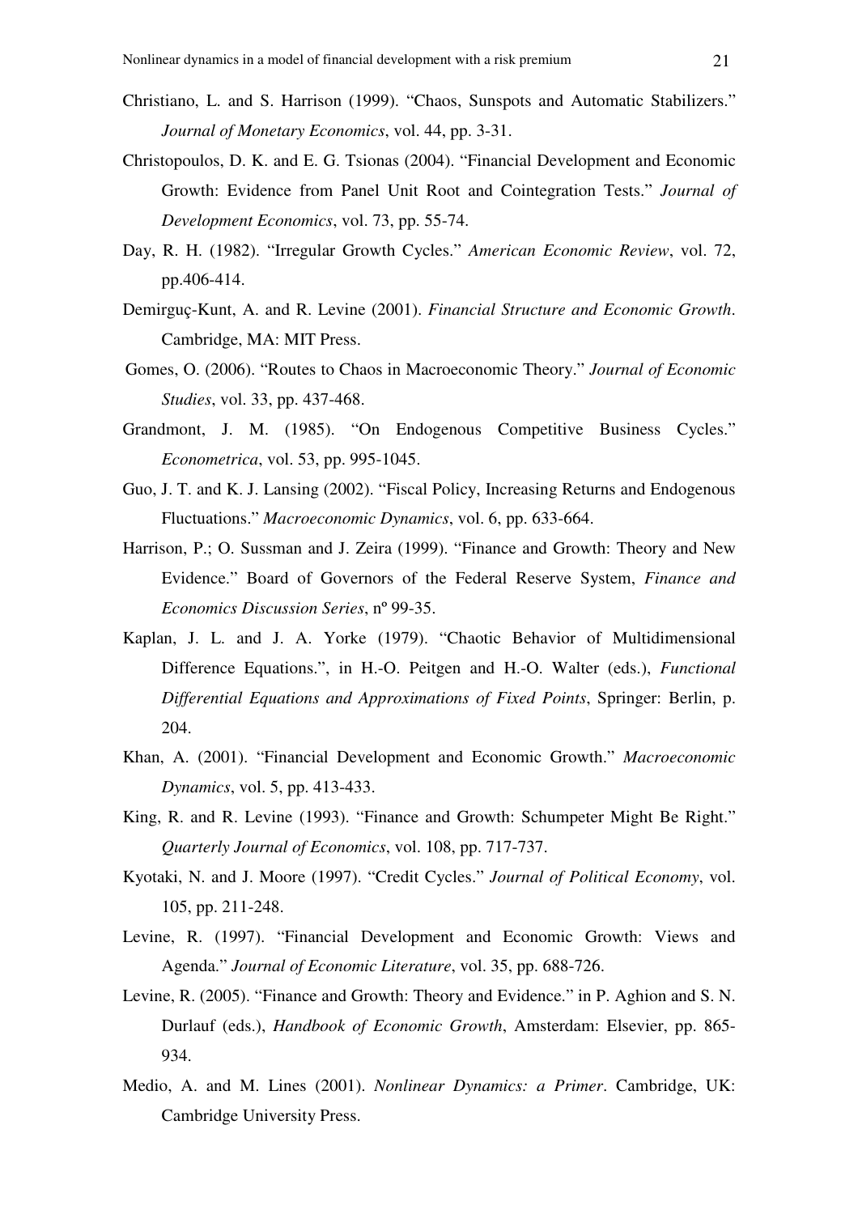Christiano, L. and S. Harrison (1999). "Chaos, Sunspots and Automatic Stabilizers." *Journal of Monetary Economics*, vol. 44, pp. 3-31.

Christopoulos, D. K. and E. G. Tsionas (2004). "Financial Development and Economic Growth: Evidence from Panel Unit Root and Cointegration Tests." *Journal of Development Economics*, vol. 73, pp. 55-74.

Day, R. H. (1982). "Irregular Growth Cycles." *American Economic Review*, vol. 72, pp.406-414.

Demirguç-Kunt, A. and R. Levine (2001). *Financial Structure and Economic Growth*. Cambridge, MA: MIT Press.

Gomes, O. (2006). "Routes to Chaos in Macroeconomic Theory." *Journal of Economic Studies*, vol. 33, pp. 437-468.

Grandmont, J. M. (1985). "On Endogenous Competitive Business Cycles." *Econometrica*, vol. 53, pp. 995-1045.

Guo, J. T. and K. J. Lansing (2002). "Fiscal Policy, Increasing Returns and Endogenous Fluctuations." *Macroeconomic Dynamics*, vol. 6, pp. 633-664.

Harrison, P.; O. Sussman and J. Zeira (1999). "Finance and Growth: Theory and New Evidence." Board of Governors of the Federal Reserve System, *Finance and Economics Discussion Series*, nº 99-35.

Kaplan, J. L. and J. A. Yorke (1979). "Chaotic Behavior of Multidimensional Difference Equations.", in H.-O. Peitgen and H.-O. Walter (eds.), *Functional Differential Equations and Approximations of Fixed Points*, Springer: Berlin, p. 204.

Khan, A. (2001). "Financial Development and Economic Growth." *Macroeconomic Dynamics*, vol. 5, pp. 413-433.

King, R. and R. Levine (1993). "Finance and Growth: Schumpeter Might Be Right." *Quarterly Journal of Economics*, vol. 108, pp. 717-737.

Kyotaki, N. and J. Moore (1997). "Credit Cycles." *Journal of Political Economy*, vol. 105, pp. 211-248.

Levine, R. (1997). "Financial Development and Economic Growth: Views and Agenda." *Journal of Economic Literature*, vol. 35, pp. 688-726.

Levine, R. (2005). "Finance and Growth: Theory and Evidence." in P. Aghion and S. N. Durlauf (eds.), *Handbook of Economic Growth*, Amsterdam: Elsevier, pp. 865-934.

Medio, A. and M. Lines (2001). *Nonlinear Dynamics: a Primer*. Cambridge, UK: Cambridge University Press.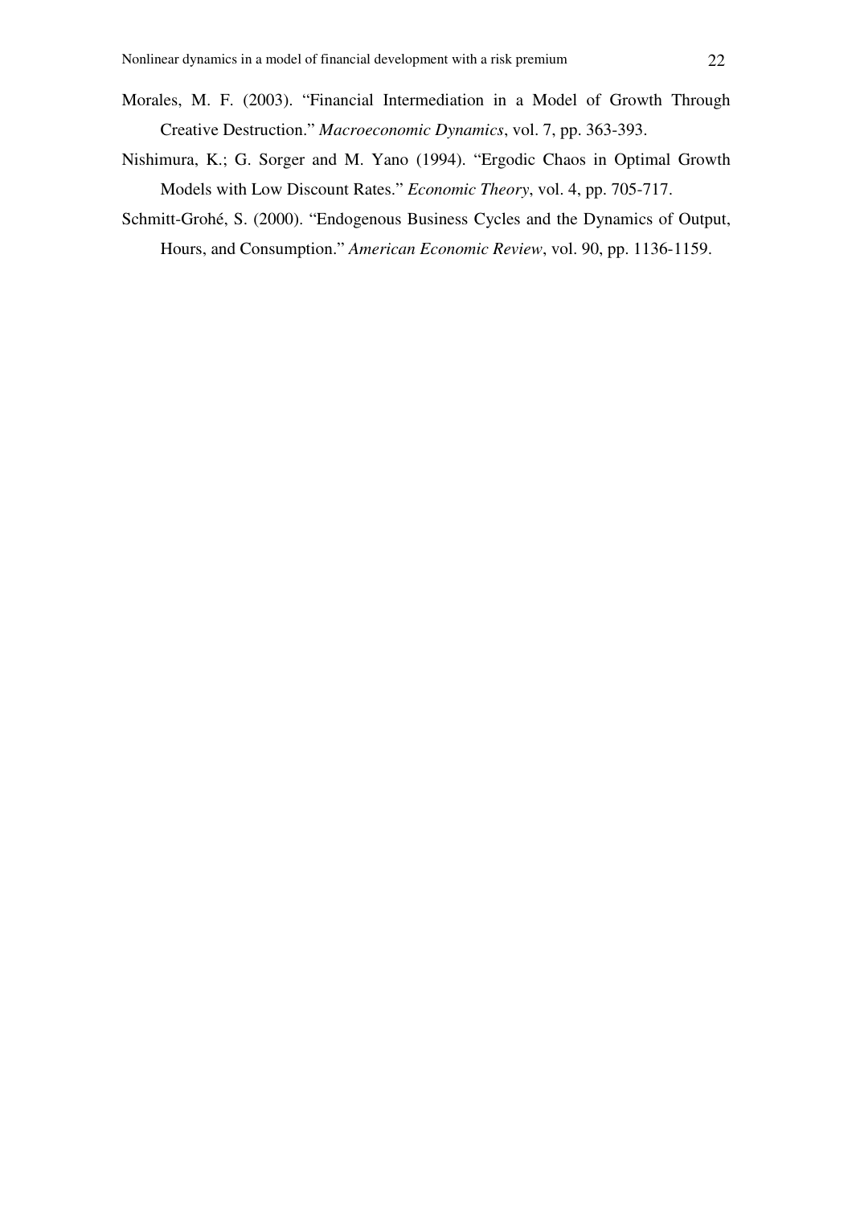Morales, M. F. (2003). "Financial Intermediation in a Model of Growth Through Creative Destruction." *Macroeconomic Dynamics*, vol. 7, pp. 363-393.

Nishimura, K.; G. Sorger and M. Yano (1994). "Ergodic Chaos in Optimal Growth Models with Low Discount Rates." *Economic Theory*, vol. 4, pp. 705-717.

Schmitt-Grohé, S. (2000). "Endogenous Business Cycles and the Dynamics of Output, Hours, and Consumption." *American Economic Review*, vol. 90, pp. 1136-1159.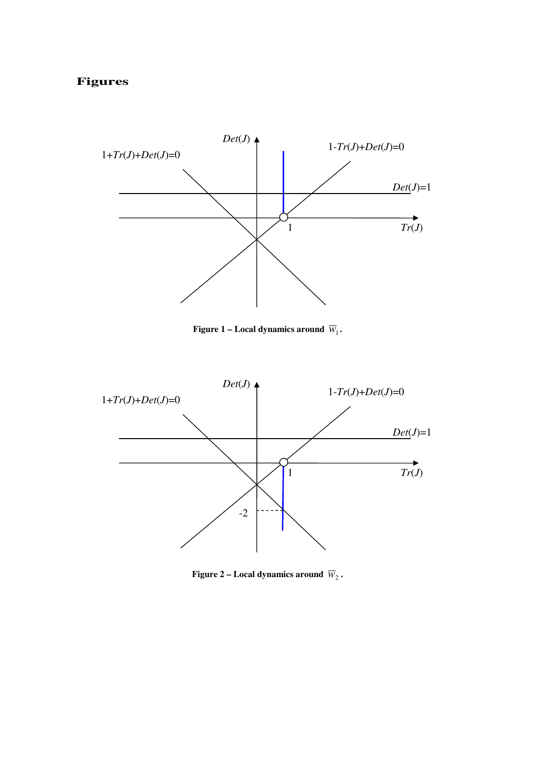# Figures

**Figure 1 – Local dynamics around $\overline{w}_1$.**

**Figure 2 – Local dynamics around $\overline{w}_2$.**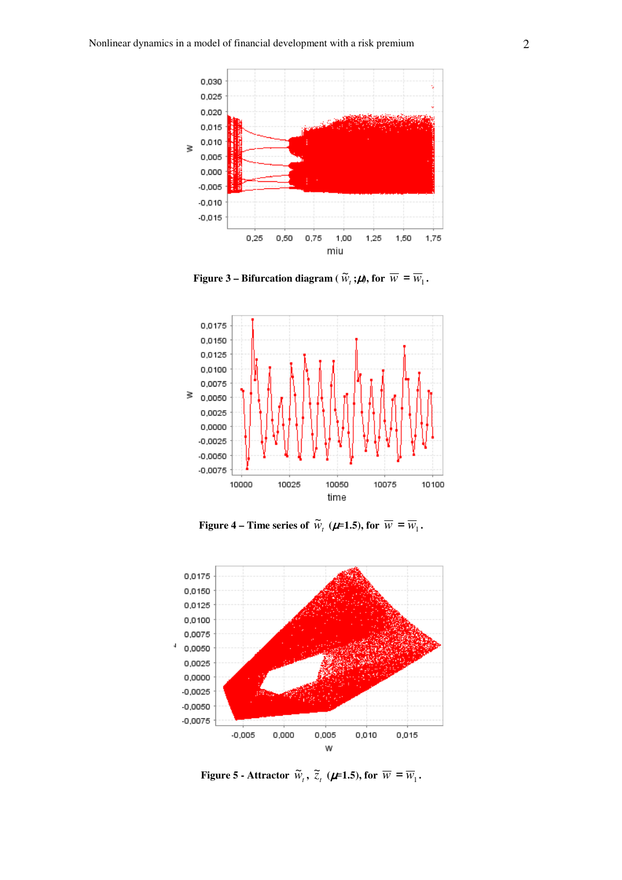**Figure 3 – Bifurcation diagram ( $\tilde{w}_t$ ; $\mu$), for $\overline{w} = \overline{w}_1$.**

**Figure 4 – Time series of $\tilde{w}_t$ ($\mu$=1.5), for $\overline{w} = \overline{w}_1$.**

**Figure 5 - Attractor $\tilde{w}_t$, $\tilde{z}_t$ ($\mu$=1.5), for $\overline{w} = \overline{w}_1$.**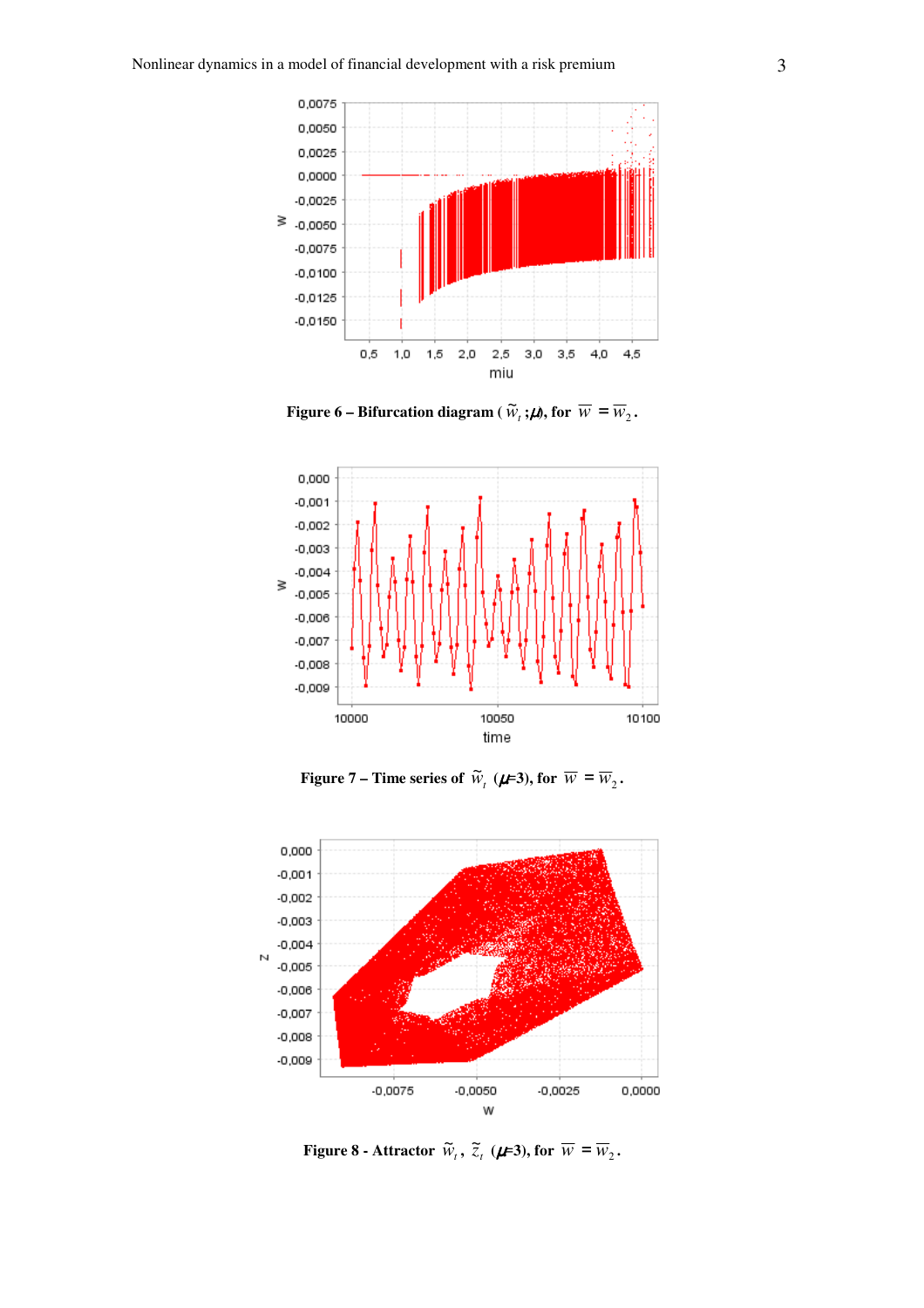**Figure 6 – Bifurcation diagram ( $\widetilde{w}_t$ ;$\mu$), for $\overline{w} = \overline{w}_2$.**

**Figure 7 – Time series of $\widetilde{w}_t$ ($\mu$=3), for $\overline{w} = \overline{w}_2$.**

**Figure 8 - Attractor $\widetilde{w}_t$, $\widetilde{z}_t$ ($\mu$=3), for $\overline{w} = \overline{w}_2$.**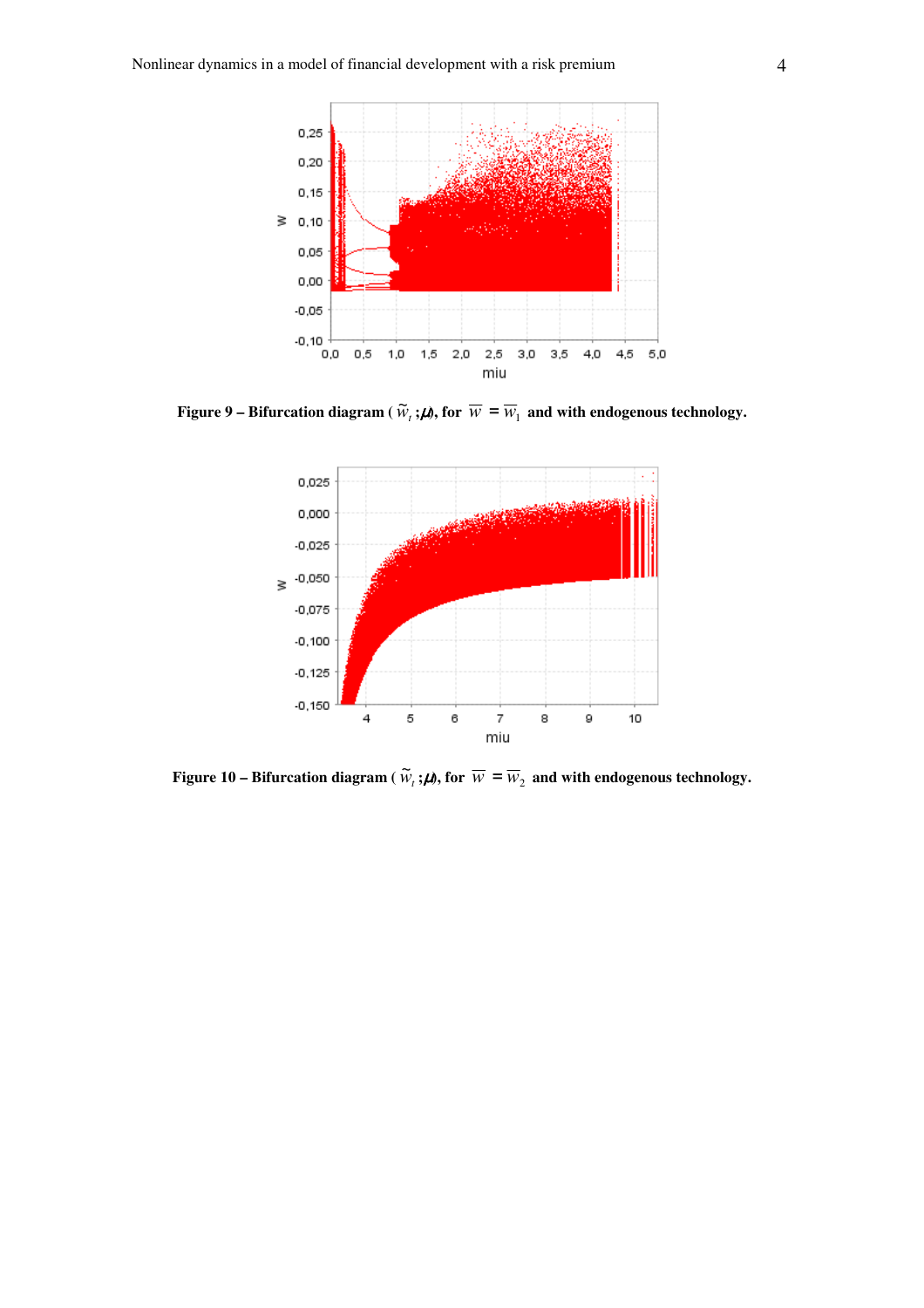0,25
0,20
0,15
0,10
0,05
0,00
-0,05
-0,10
w
0,0 0,5 1,0 1,5 2,0 2,5 3,0 3,5 4,0 4,5 5,0
miu

**Figure 9 – Bifurcation diagram ( $\tilde{w}_t$ ; $\mu$ ), for $\overline{w} = \overline{w}_1$ and with endogenous technology.**

0,025
0,000
-0,025
-0,050
-0,075
-0,100
-0,125
-0,150
w
4 5 6 7 8 9 10
miu

**Figure 10 – Bifurcation diagram ( $\tilde{w}_t$ ; $\mu$ ), for $\overline{w} = \overline{w}_2$ and with endogenous technology.**